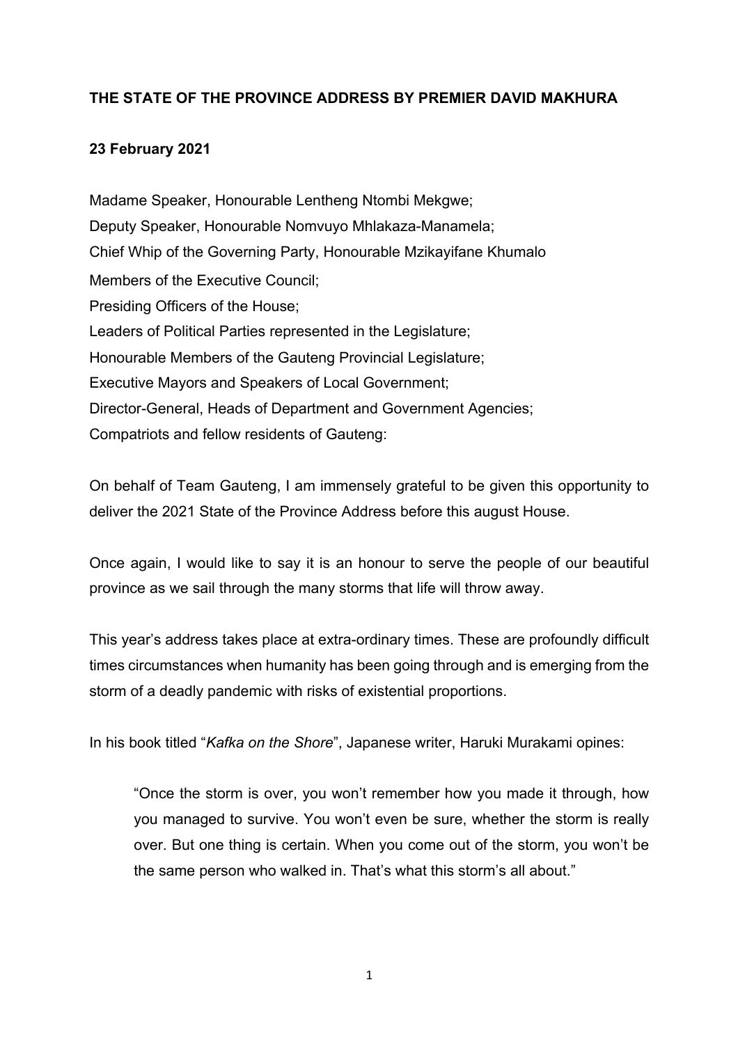**THE STATE OF THE PROVINCE ADDRESS BY PREMIER DAVID MAKHURA**

**23 February 2021**

Madame Speaker, Honourable Lentheng Ntombi Mekgwe;
Deputy Speaker, Honourable Nomvuyo Mhlakaza-Manamela;
Chief Whip of the Governing Party, Honourable Mzikayifane Khumalo
Members of the Executive Council;
Presiding Officers of the House;
Leaders of Political Parties represented in the Legislature;
Honourable Members of the Gauteng Provincial Legislature;
Executive Mayors and Speakers of Local Government;
Director-General, Heads of Department and Government Agencies;
Compatriots and fellow residents of Gauteng:

On behalf of Team Gauteng, I am immensely grateful to be given this opportunity to deliver the 2021 State of the Province Address before this august House.

Once again, I would like to say it is an honour to serve the people of our beautiful province as we sail through the many storms that life will throw away.

This year's address takes place at extra-ordinary times. These are profoundly difficult times circumstances when humanity has been going through and is emerging from the storm of a deadly pandemic with risks of existential proportions.

In his book titled "*Kafka on the Shore*", Japanese writer, Haruki Murakami opines:

> "Once the storm is over, you won't remember how you made it through, how you managed to survive. You won't even be sure, whether the storm is really over. But one thing is certain. When you come out of the storm, you won't be the same person who walked in. That's what this storm's all about."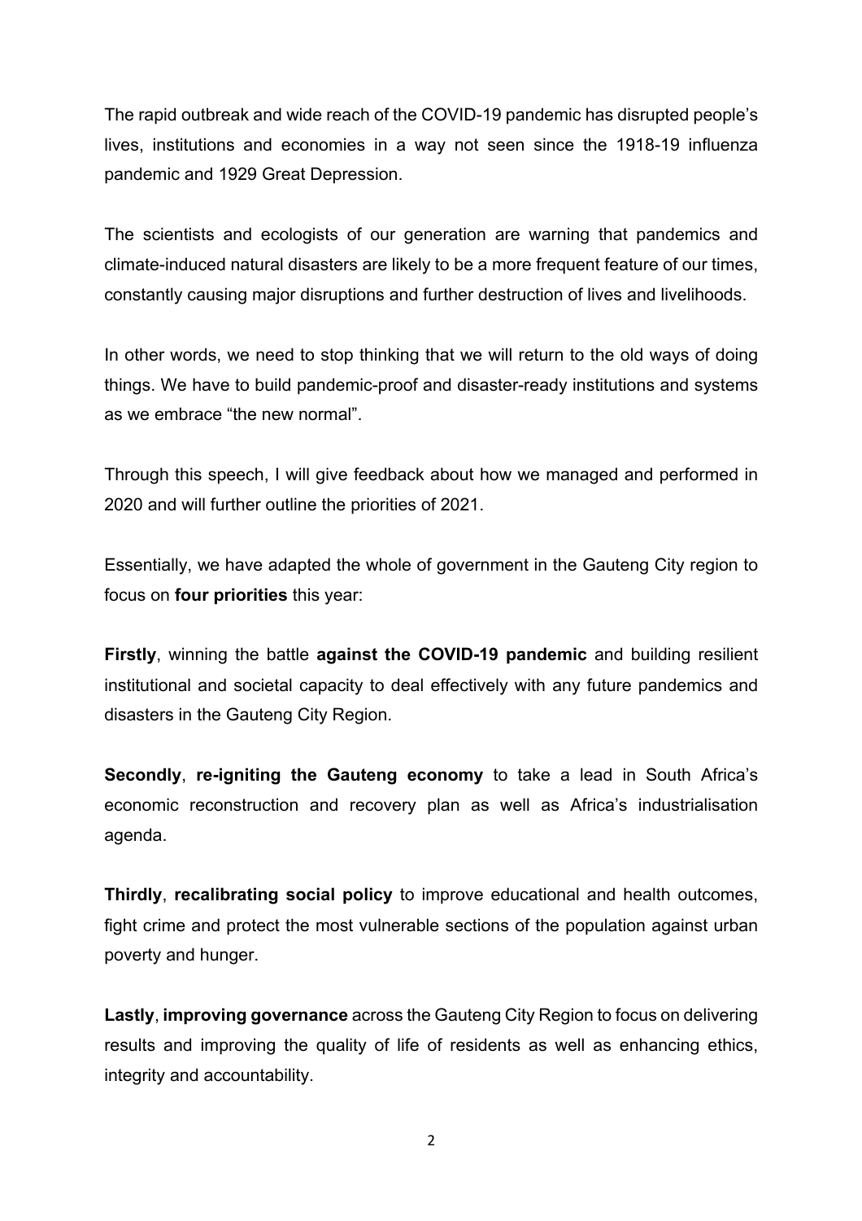The rapid outbreak and wide reach of the COVID-19 pandemic has disrupted people's lives, institutions and economies in a way not seen since the 1918-19 influenza pandemic and 1929 Great Depression.

The scientists and ecologists of our generation are warning that pandemics and climate-induced natural disasters are likely to be a more frequent feature of our times, constantly causing major disruptions and further destruction of lives and livelihoods.

In other words, we need to stop thinking that we will return to the old ways of doing things. We have to build pandemic-proof and disaster-ready institutions and systems as we embrace "the new normal".

Through this speech, I will give feedback about how we managed and performed in 2020 and will further outline the priorities of 2021.

Essentially, we have adapted the whole of government in the Gauteng City region to focus on **four priorities** this year:

**Firstly**, winning the battle **against the COVID-19 pandemic** and building resilient institutional and societal capacity to deal effectively with any future pandemics and disasters in the Gauteng City Region.

**Secondly**, **re-igniting the Gauteng economy** to take a lead in South Africa's economic reconstruction and recovery plan as well as Africa's industrialisation agenda.

**Thirdly**, **recalibrating social policy** to improve educational and health outcomes, fight crime and protect the most vulnerable sections of the population against urban poverty and hunger.

**Lastly**, **improving governance** across the Gauteng City Region to focus on delivering results and improving the quality of life of residents as well as enhancing ethics, integrity and accountability.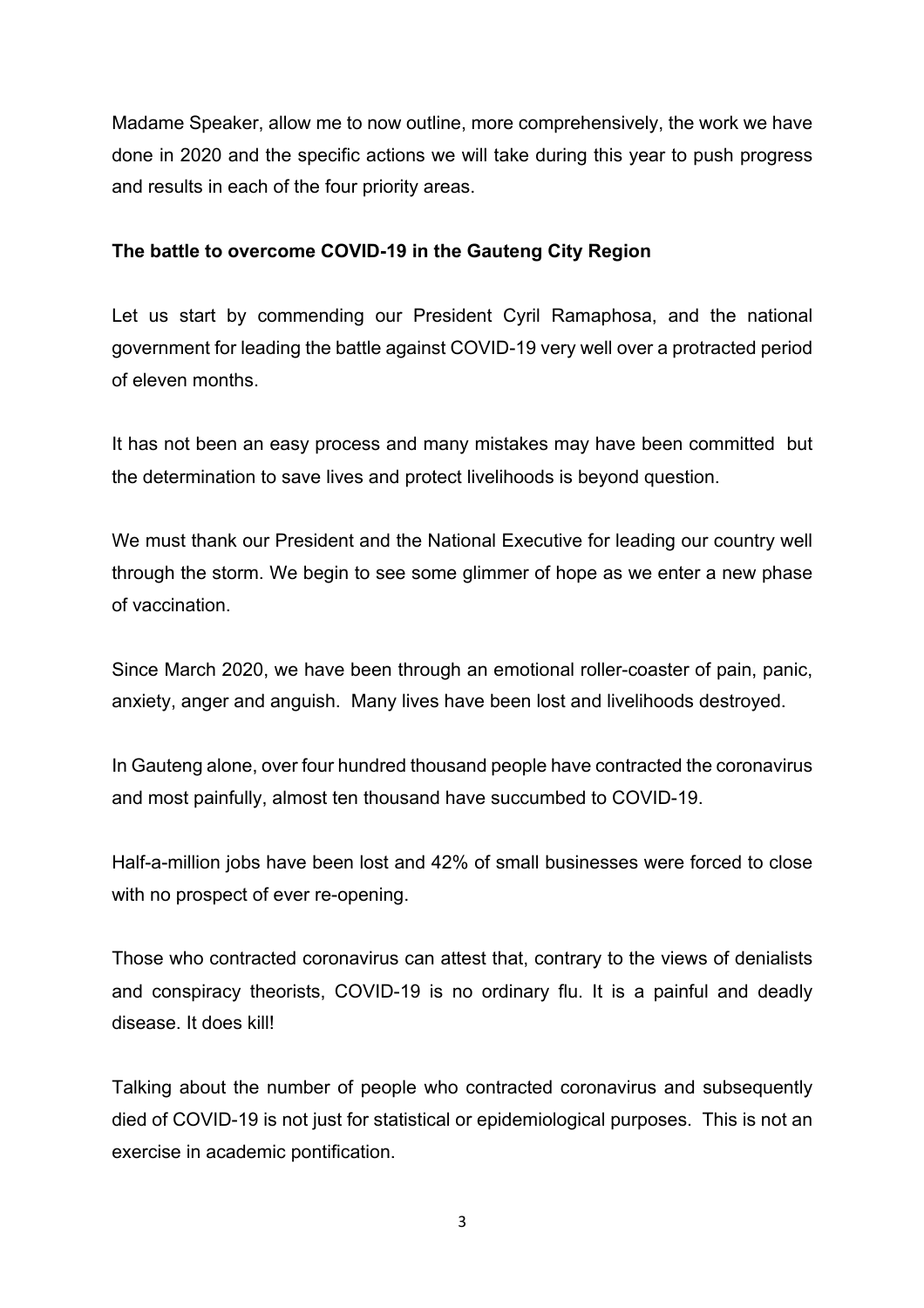Madame Speaker, allow me to now outline, more comprehensively, the work we have done in 2020 and the specific actions we will take during this year to push progress and results in each of the four priority areas.

**The battle to overcome COVID-19 in the Gauteng City Region**

Let us start by commending our President Cyril Ramaphosa, and the national government for leading the battle against COVID-19 very well over a protracted period of eleven months.

It has not been an easy process and many mistakes may have been committed but the determination to save lives and protect livelihoods is beyond question.

We must thank our President and the National Executive for leading our country well through the storm. We begin to see some glimmer of hope as we enter a new phase of vaccination.

Since March 2020, we have been through an emotional roller-coaster of pain, panic, anxiety, anger and anguish. Many lives have been lost and livelihoods destroyed.

In Gauteng alone, over four hundred thousand people have contracted the coronavirus and most painfully, almost ten thousand have succumbed to COVID-19.

Half-a-million jobs have been lost and 42% of small businesses were forced to close with no prospect of ever re-opening.

Those who contracted coronavirus can attest that, contrary to the views of denialists and conspiracy theorists, COVID-19 is no ordinary flu. It is a painful and deadly disease. It does kill!

Talking about the number of people who contracted coronavirus and subsequently died of COVID-19 is not just for statistical or epidemiological purposes. This is not an exercise in academic pontification.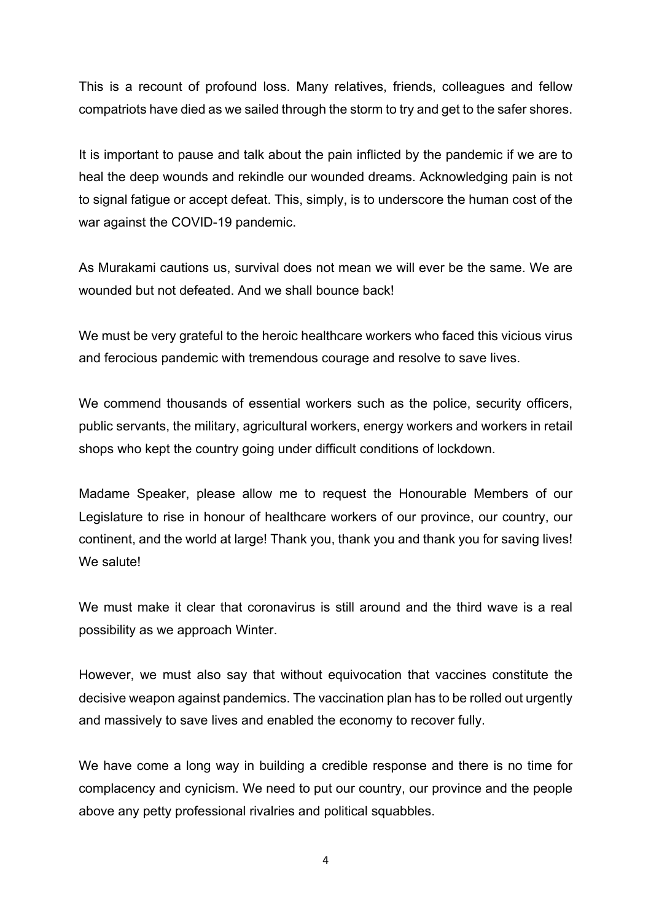This is a recount of profound loss. Many relatives, friends, colleagues and fellow compatriots have died as we sailed through the storm to try and get to the safer shores.

It is important to pause and talk about the pain inflicted by the pandemic if we are to heal the deep wounds and rekindle our wounded dreams. Acknowledging pain is not to signal fatigue or accept defeat. This, simply, is to underscore the human cost of the war against the COVID-19 pandemic.

As Murakami cautions us, survival does not mean we will ever be the same. We are wounded but not defeated. And we shall bounce back!

We must be very grateful to the heroic healthcare workers who faced this vicious virus and ferocious pandemic with tremendous courage and resolve to save lives.

We commend thousands of essential workers such as the police, security officers, public servants, the military, agricultural workers, energy workers and workers in retail shops who kept the country going under difficult conditions of lockdown.

Madame Speaker, please allow me to request the Honourable Members of our Legislature to rise in honour of healthcare workers of our province, our country, our continent, and the world at large! Thank you, thank you and thank you for saving lives! We salute!

We must make it clear that coronavirus is still around and the third wave is a real possibility as we approach Winter.

However, we must also say that without equivocation that vaccines constitute the decisive weapon against pandemics. The vaccination plan has to be rolled out urgently and massively to save lives and enabled the economy to recover fully.

We have come a long way in building a credible response and there is no time for complacency and cynicism. We need to put our country, our province and the people above any petty professional rivalries and political squabbles.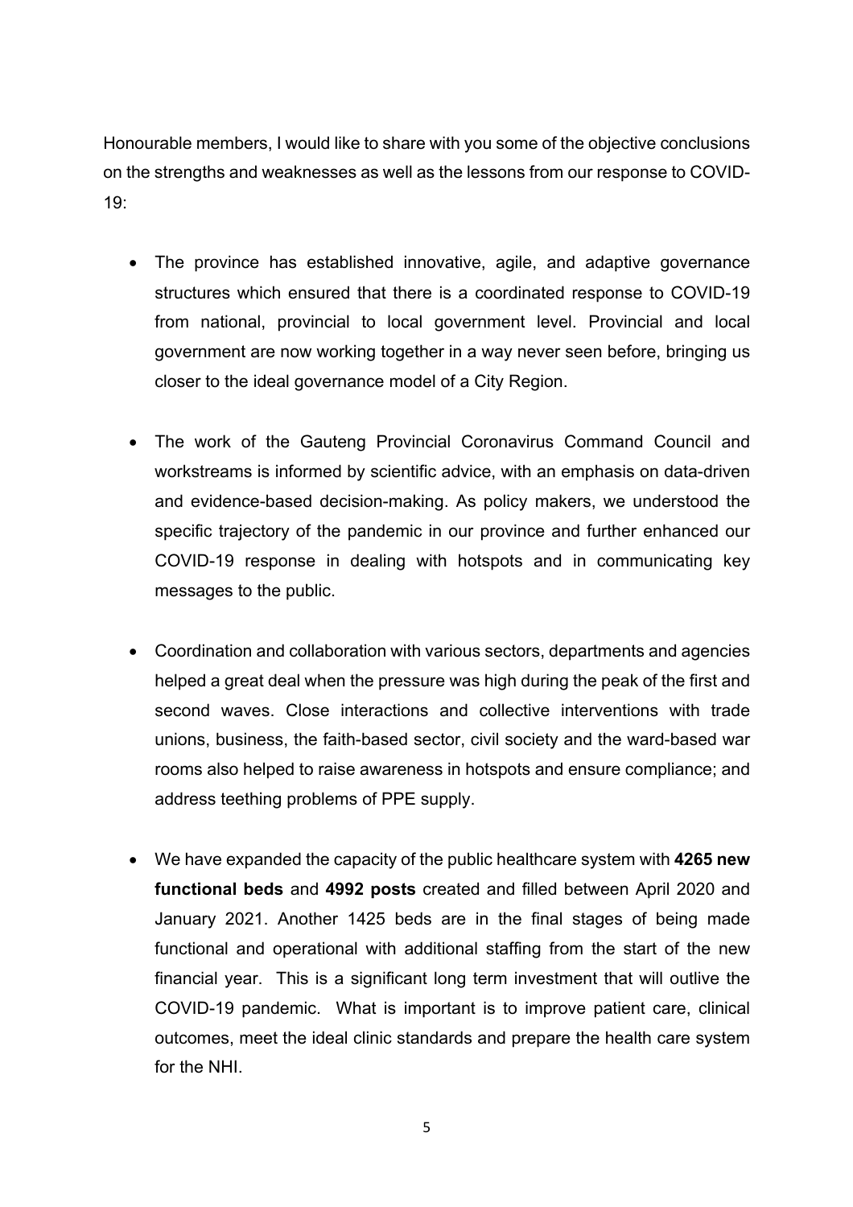Honourable members, I would like to share with you some of the objective conclusions on the strengths and weaknesses as well as the lessons from our response to COVID-19:

- The province has established innovative, agile, and adaptive governance structures which ensured that there is a coordinated response to COVID-19 from national, provincial to local government level. Provincial and local government are now working together in a way never seen before, bringing us closer to the ideal governance model of a City Region.

- The work of the Gauteng Provincial Coronavirus Command Council and workstreams is informed by scientific advice, with an emphasis on data-driven and evidence-based decision-making. As policy makers, we understood the specific trajectory of the pandemic in our province and further enhanced our COVID-19 response in dealing with hotspots and in communicating key messages to the public.

- Coordination and collaboration with various sectors, departments and agencies helped a great deal when the pressure was high during the peak of the first and second waves. Close interactions and collective interventions with trade unions, business, the faith-based sector, civil society and the ward-based war rooms also helped to raise awareness in hotspots and ensure compliance; and address teething problems of PPE supply.

- We have expanded the capacity of the public healthcare system with **4265 new functional beds** and **4992 posts** created and filled between April 2020 and January 2021. Another 1425 beds are in the final stages of being made functional and operational with additional staffing from the start of the new financial year. This is a significant long term investment that will outlive the COVID-19 pandemic. What is important is to improve patient care, clinical outcomes, meet the ideal clinic standards and prepare the health care system for the NHI.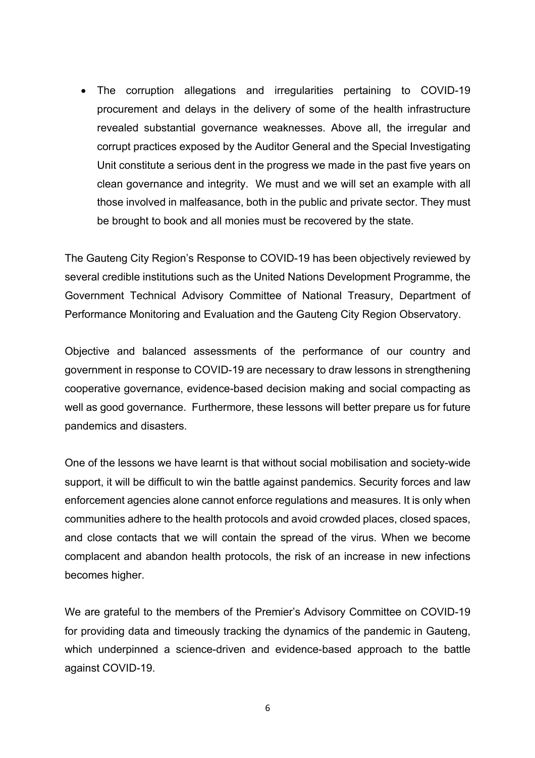- The corruption allegations and irregularities pertaining to COVID-19 procurement and delays in the delivery of some of the health infrastructure revealed substantial governance weaknesses. Above all, the irregular and corrupt practices exposed by the Auditor General and the Special Investigating Unit constitute a serious dent in the progress we made in the past five years on clean governance and integrity. We must and we will set an example with all those involved in malfeasance, both in the public and private sector. They must be brought to book and all monies must be recovered by the state.

The Gauteng City Region's Response to COVID-19 has been objectively reviewed by several credible institutions such as the United Nations Development Programme, the Government Technical Advisory Committee of National Treasury, Department of Performance Monitoring and Evaluation and the Gauteng City Region Observatory.

Objective and balanced assessments of the performance of our country and government in response to COVID-19 are necessary to draw lessons in strengthening cooperative governance, evidence-based decision making and social compacting as well as good governance. Furthermore, these lessons will better prepare us for future pandemics and disasters.

One of the lessons we have learnt is that without social mobilisation and society-wide support, it will be difficult to win the battle against pandemics. Security forces and law enforcement agencies alone cannot enforce regulations and measures. It is only when communities adhere to the health protocols and avoid crowded places, closed spaces, and close contacts that we will contain the spread of the virus. When we become complacent and abandon health protocols, the risk of an increase in new infections becomes higher.

We are grateful to the members of the Premier's Advisory Committee on COVID-19 for providing data and timeously tracking the dynamics of the pandemic in Gauteng, which underpinned a science-driven and evidence-based approach to the battle against COVID-19.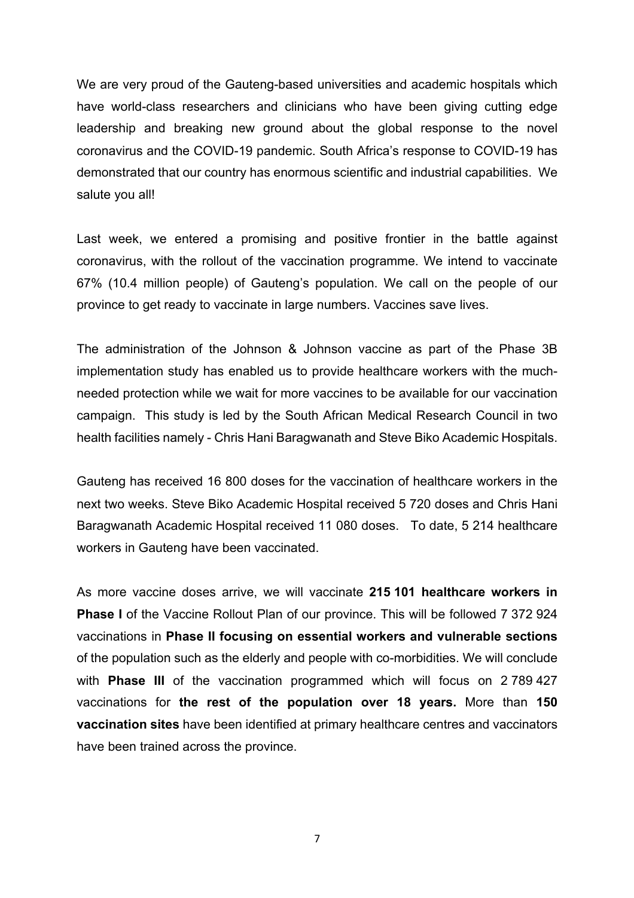We are very proud of the Gauteng-based universities and academic hospitals which have world-class researchers and clinicians who have been giving cutting edge leadership and breaking new ground about the global response to the novel coronavirus and the COVID-19 pandemic. South Africa's response to COVID-19 has demonstrated that our country has enormous scientific and industrial capabilities. We salute you all!

Last week, we entered a promising and positive frontier in the battle against coronavirus, with the rollout of the vaccination programme. We intend to vaccinate 67% (10.4 million people) of Gauteng's population. We call on the people of our province to get ready to vaccinate in large numbers. Vaccines save lives.

The administration of the Johnson & Johnson vaccine as part of the Phase 3B implementation study has enabled us to provide healthcare workers with the much-needed protection while we wait for more vaccines to be available for our vaccination campaign. This study is led by the South African Medical Research Council in two health facilities namely - Chris Hani Baragwanath and Steve Biko Academic Hospitals.

Gauteng has received 16 800 doses for the vaccination of healthcare workers in the next two weeks. Steve Biko Academic Hospital received 5 720 doses and Chris Hani Baragwanath Academic Hospital received 11 080 doses. To date, 5 214 healthcare workers in Gauteng have been vaccinated.

As more vaccine doses arrive, we will vaccinate **215 101 healthcare workers in Phase I** of the Vaccine Rollout Plan of our province. This will be followed 7 372 924 vaccinations in **Phase II focusing on essential workers and vulnerable sections** of the population such as the elderly and people with co-morbidities. We will conclude with **Phase III** of the vaccination programmed which will focus on 2 789 427 vaccinations for **the rest of the population over 18 years.** More than **150 vaccination sites** have been identified at primary healthcare centres and vaccinators have been trained across the province.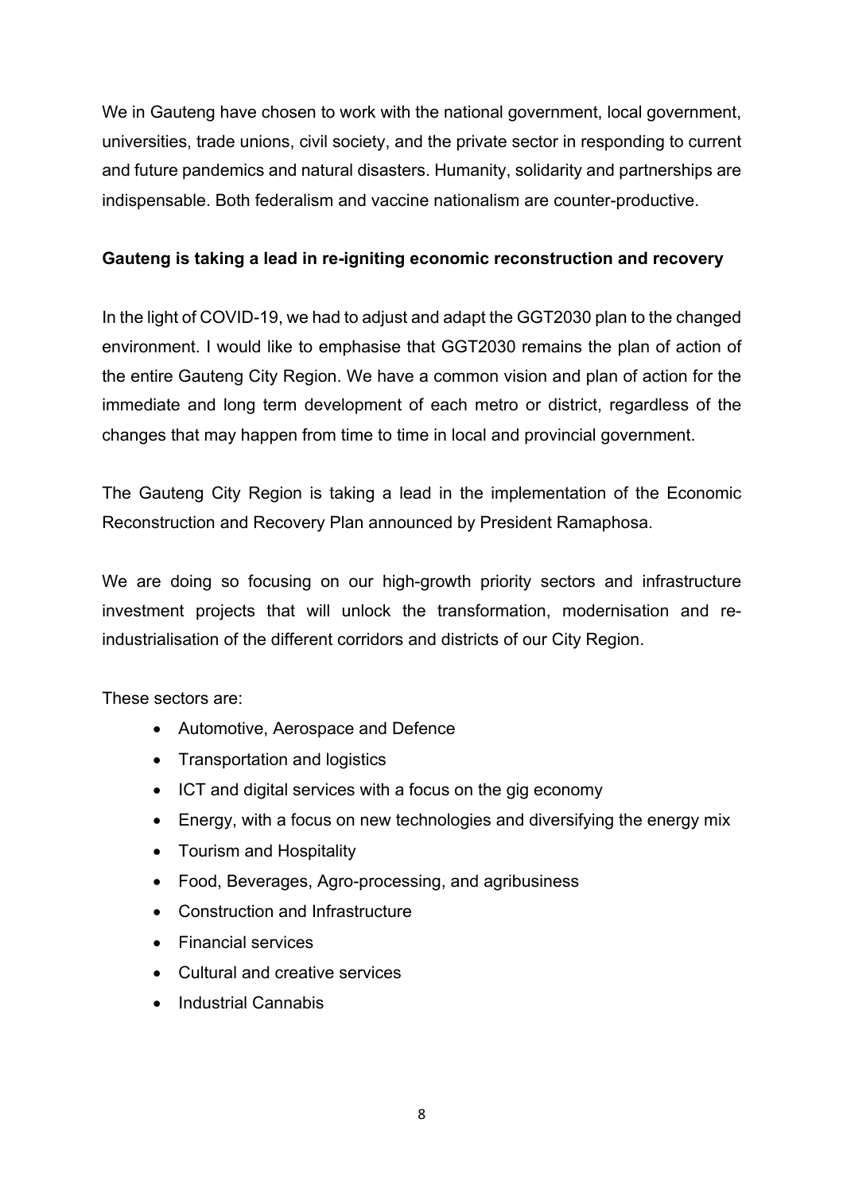We in Gauteng have chosen to work with the national government, local government, universities, trade unions, civil society, and the private sector in responding to current and future pandemics and natural disasters. Humanity, solidarity and partnerships are indispensable. Both federalism and vaccine nationalism are counter-productive.

**Gauteng is taking a lead in re-igniting economic reconstruction and recovery**

In the light of COVID-19, we had to adjust and adapt the GGT2030 plan to the changed environment. I would like to emphasise that GGT2030 remains the plan of action of the entire Gauteng City Region. We have a common vision and plan of action for the immediate and long term development of each metro or district, regardless of the changes that may happen from time to time in local and provincial government.

The Gauteng City Region is taking a lead in the implementation of the Economic Reconstruction and Recovery Plan announced by President Ramaphosa.

We are doing so focusing on our high-growth priority sectors and infrastructure investment projects that will unlock the transformation, modernisation and re-industrialisation of the different corridors and districts of our City Region.

These sectors are:

- Automotive, Aerospace and Defence
- Transportation and logistics
- ICT and digital services with a focus on the gig economy
- Energy, with a focus on new technologies and diversifying the energy mix
- Tourism and Hospitality
- Food, Beverages, Agro-processing, and agribusiness
- Construction and Infrastructure
- Financial services
- Cultural and creative services
- Industrial Cannabis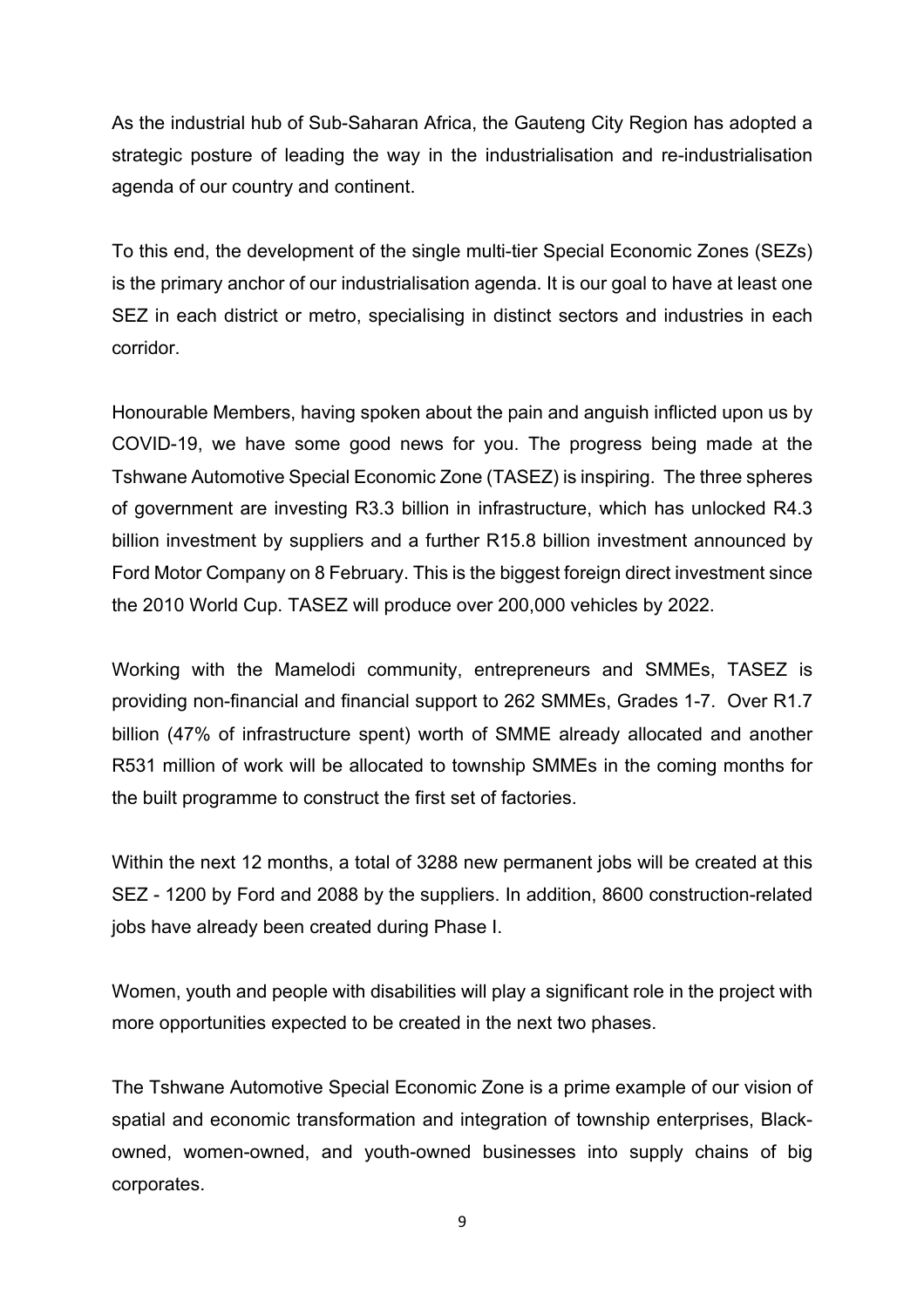As the industrial hub of Sub-Saharan Africa, the Gauteng City Region has adopted a strategic posture of leading the way in the industrialisation and re-industrialisation agenda of our country and continent.

To this end, the development of the single multi-tier Special Economic Zones (SEZs) is the primary anchor of our industrialisation agenda. It is our goal to have at least one SEZ in each district or metro, specialising in distinct sectors and industries in each corridor.

Honourable Members, having spoken about the pain and anguish inflicted upon us by COVID-19, we have some good news for you. The progress being made at the Tshwane Automotive Special Economic Zone (TASEZ) is inspiring. The three spheres of government are investing R3.3 billion in infrastructure, which has unlocked R4.3 billion investment by suppliers and a further R15.8 billion investment announced by Ford Motor Company on 8 February. This is the biggest foreign direct investment since the 2010 World Cup. TASEZ will produce over 200,000 vehicles by 2022.

Working with the Mamelodi community, entrepreneurs and SMMEs, TASEZ is providing non-financial and financial support to 262 SMMEs, Grades 1-7. Over R1.7 billion (47% of infrastructure spent) worth of SMME already allocated and another R531 million of work will be allocated to township SMMEs in the coming months for the built programme to construct the first set of factories.

Within the next 12 months, a total of 3288 new permanent jobs will be created at this SEZ - 1200 by Ford and 2088 by the suppliers. In addition, 8600 construction-related jobs have already been created during Phase I.

Women, youth and people with disabilities will play a significant role in the project with more opportunities expected to be created in the next two phases.

The Tshwane Automotive Special Economic Zone is a prime example of our vision of spatial and economic transformation and integration of township enterprises, Black-owned, women-owned, and youth-owned businesses into supply chains of big corporates.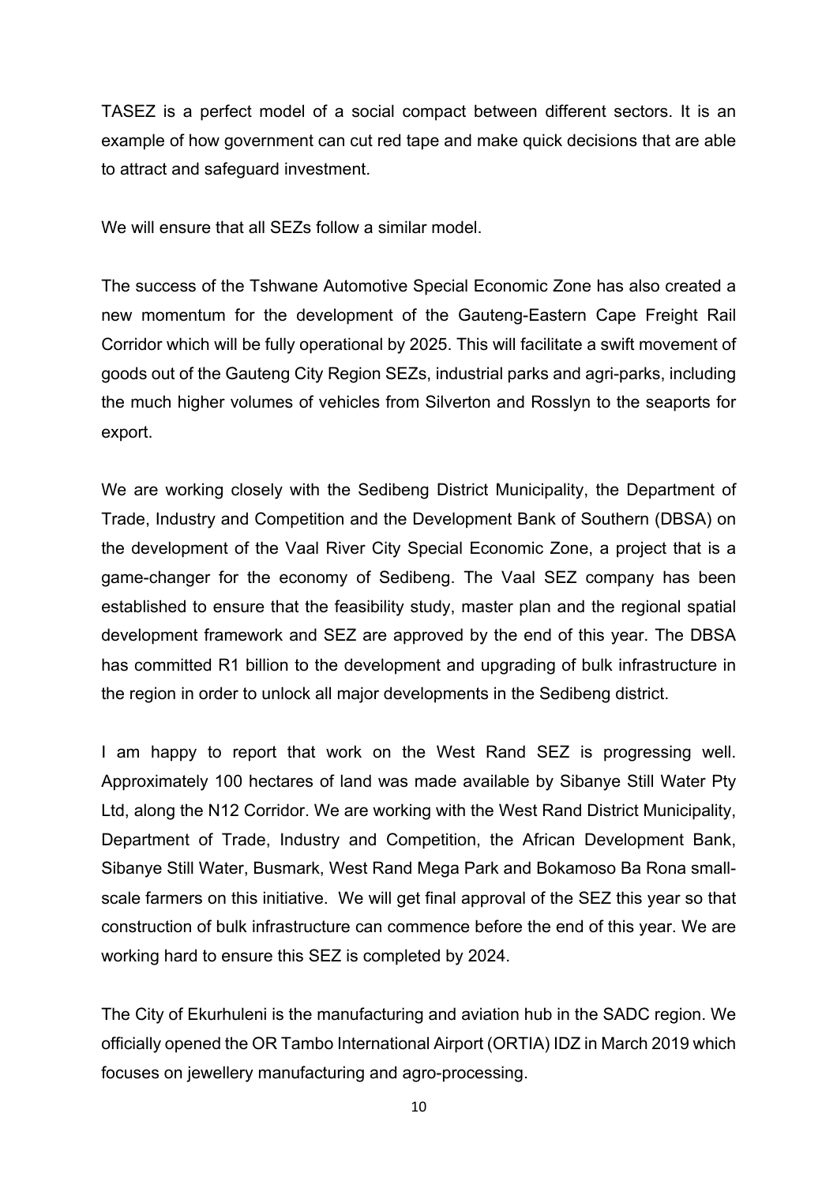TASEZ is a perfect model of a social compact between different sectors. It is an example of how government can cut red tape and make quick decisions that are able to attract and safeguard investment.

We will ensure that all SEZs follow a similar model.

The success of the Tshwane Automotive Special Economic Zone has also created a new momentum for the development of the Gauteng-Eastern Cape Freight Rail Corridor which will be fully operational by 2025. This will facilitate a swift movement of goods out of the Gauteng City Region SEZs, industrial parks and agri-parks, including the much higher volumes of vehicles from Silverton and Rosslyn to the seaports for export.

We are working closely with the Sedibeng District Municipality, the Department of Trade, Industry and Competition and the Development Bank of Southern (DBSA) on the development of the Vaal River City Special Economic Zone, a project that is a game-changer for the economy of Sedibeng. The Vaal SEZ company has been established to ensure that the feasibility study, master plan and the regional spatial development framework and SEZ are approved by the end of this year. The DBSA has committed R1 billion to the development and upgrading of bulk infrastructure in the region in order to unlock all major developments in the Sedibeng district.

I am happy to report that work on the West Rand SEZ is progressing well. Approximately 100 hectares of land was made available by Sibanye Still Water Pty Ltd, along the N12 Corridor. We are working with the West Rand District Municipality, Department of Trade, Industry and Competition, the African Development Bank, Sibanye Still Water, Busmark, West Rand Mega Park and Bokamoso Ba Rona small-scale farmers on this initiative. We will get final approval of the SEZ this year so that construction of bulk infrastructure can commence before the end of this year. We are working hard to ensure this SEZ is completed by 2024.

The City of Ekurhuleni is the manufacturing and aviation hub in the SADC region. We officially opened the OR Tambo International Airport (ORTIA) IDZ in March 2019 which focuses on jewellery manufacturing and agro-processing.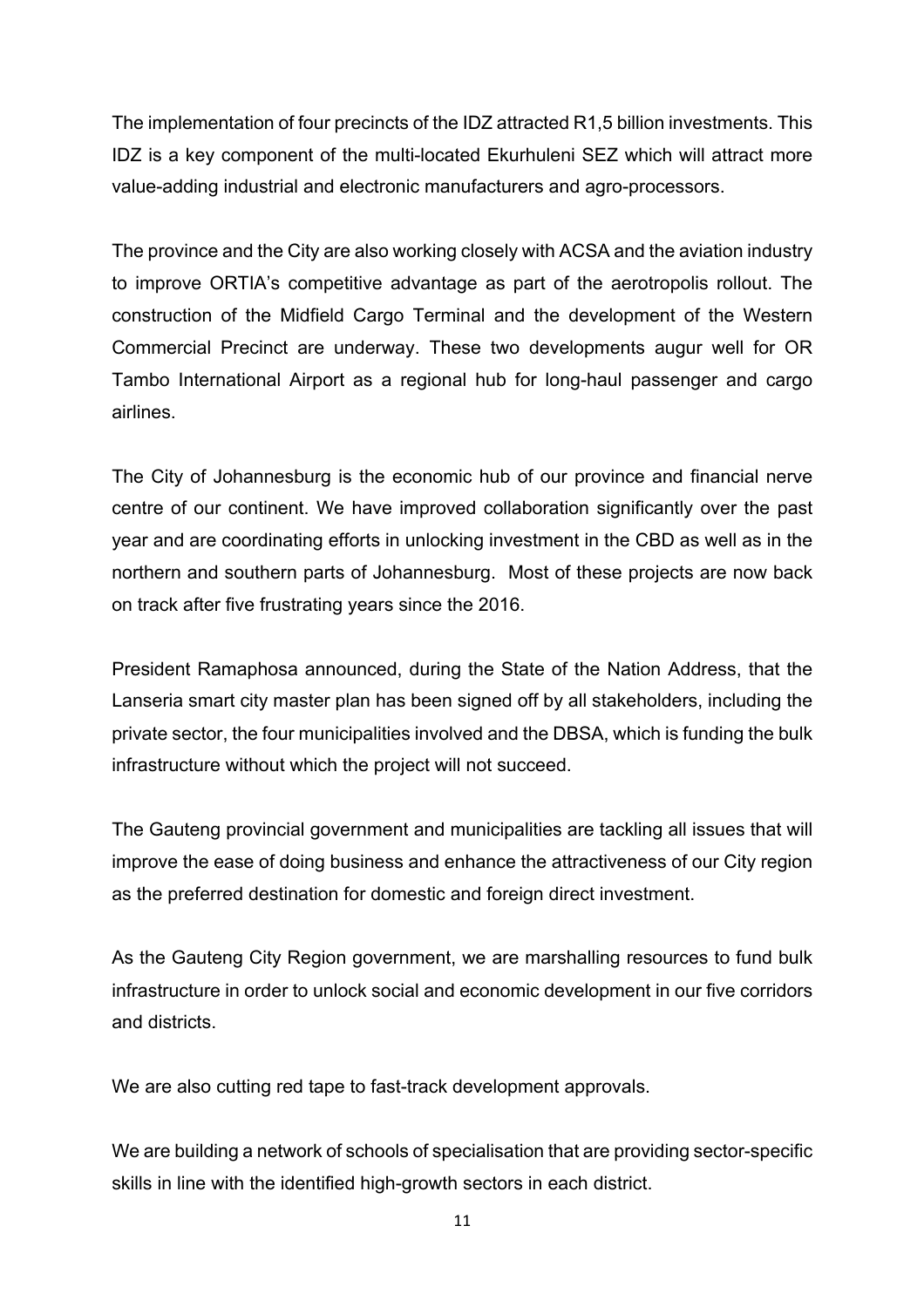The implementation of four precincts of the IDZ attracted R1,5 billion investments. This IDZ is a key component of the multi-located Ekurhuleni SEZ which will attract more value-adding industrial and electronic manufacturers and agro-processors.

The province and the City are also working closely with ACSA and the aviation industry to improve ORTIA's competitive advantage as part of the aerotropolis rollout. The construction of the Midfield Cargo Terminal and the development of the Western Commercial Precinct are underway. These two developments augur well for OR Tambo International Airport as a regional hub for long-haul passenger and cargo airlines.

The City of Johannesburg is the economic hub of our province and financial nerve centre of our continent. We have improved collaboration significantly over the past year and are coordinating efforts in unlocking investment in the CBD as well as in the northern and southern parts of Johannesburg. Most of these projects are now back on track after five frustrating years since the 2016.

President Ramaphosa announced, during the State of the Nation Address, that the Lanseria smart city master plan has been signed off by all stakeholders, including the private sector, the four municipalities involved and the DBSA, which is funding the bulk infrastructure without which the project will not succeed.

The Gauteng provincial government and municipalities are tackling all issues that will improve the ease of doing business and enhance the attractiveness of our City region as the preferred destination for domestic and foreign direct investment.

As the Gauteng City Region government, we are marshalling resources to fund bulk infrastructure in order to unlock social and economic development in our five corridors and districts.

We are also cutting red tape to fast-track development approvals.

We are building a network of schools of specialisation that are providing sector-specific skills in line with the identified high-growth sectors in each district.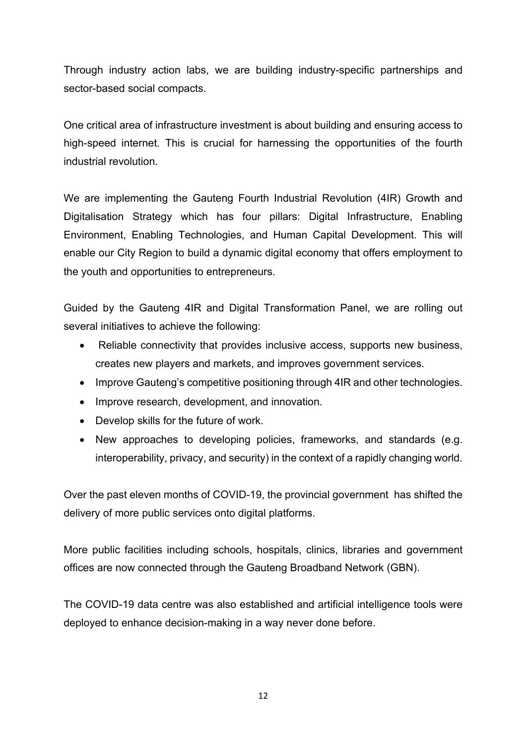Through industry action labs, we are building industry-specific partnerships and sector-based social compacts.

One critical area of infrastructure investment is about building and ensuring access to high-speed internet. This is crucial for harnessing the opportunities of the fourth industrial revolution.

We are implementing the Gauteng Fourth Industrial Revolution (4IR) Growth and Digitalisation Strategy which has four pillars: Digital Infrastructure, Enabling Environment, Enabling Technologies, and Human Capital Development. This will enable our City Region to build a dynamic digital economy that offers employment to the youth and opportunities to entrepreneurs.

Guided by the Gauteng 4IR and Digital Transformation Panel, we are rolling out several initiatives to achieve the following:

- Reliable connectivity that provides inclusive access, supports new business, creates new players and markets, and improves government services.
- Improve Gauteng's competitive positioning through 4IR and other technologies.
- Improve research, development, and innovation.
- Develop skills for the future of work.
- New approaches to developing policies, frameworks, and standards (e.g. interoperability, privacy, and security) in the context of a rapidly changing world.

Over the past eleven months of COVID-19, the provincial government has shifted the delivery of more public services onto digital platforms.

More public facilities including schools, hospitals, clinics, libraries and government offices are now connected through the Gauteng Broadband Network (GBN).

The COVID-19 data centre was also established and artificial intelligence tools were deployed to enhance decision-making in a way never done before.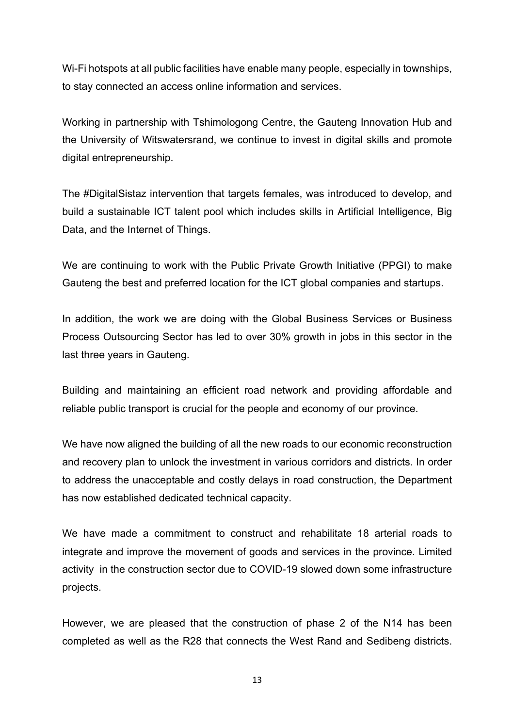Wi-Fi hotspots at all public facilities have enable many people, especially in townships, to stay connected an access online information and services.

Working in partnership with Tshimologong Centre, the Gauteng Innovation Hub and the University of Witswatersrand, we continue to invest in digital skills and promote digital entrepreneurship.

The #DigitalSistaz intervention that targets females, was introduced to develop, and build a sustainable ICT talent pool which includes skills in Artificial Intelligence, Big Data, and the Internet of Things.

We are continuing to work with the Public Private Growth Initiative (PPGI) to make Gauteng the best and preferred location for the ICT global companies and startups.

In addition, the work we are doing with the Global Business Services or Business Process Outsourcing Sector has led to over 30% growth in jobs in this sector in the last three years in Gauteng.

Building and maintaining an efficient road network and providing affordable and reliable public transport is crucial for the people and economy of our province.

We have now aligned the building of all the new roads to our economic reconstruction and recovery plan to unlock the investment in various corridors and districts. In order to address the unacceptable and costly delays in road construction, the Department has now established dedicated technical capacity.

We have made a commitment to construct and rehabilitate 18 arterial roads to integrate and improve the movement of goods and services in the province. Limited activity in the construction sector due to COVID-19 slowed down some infrastructure projects.

However, we are pleased that the construction of phase 2 of the N14 has been completed as well as the R28 that connects the West Rand and Sedibeng districts.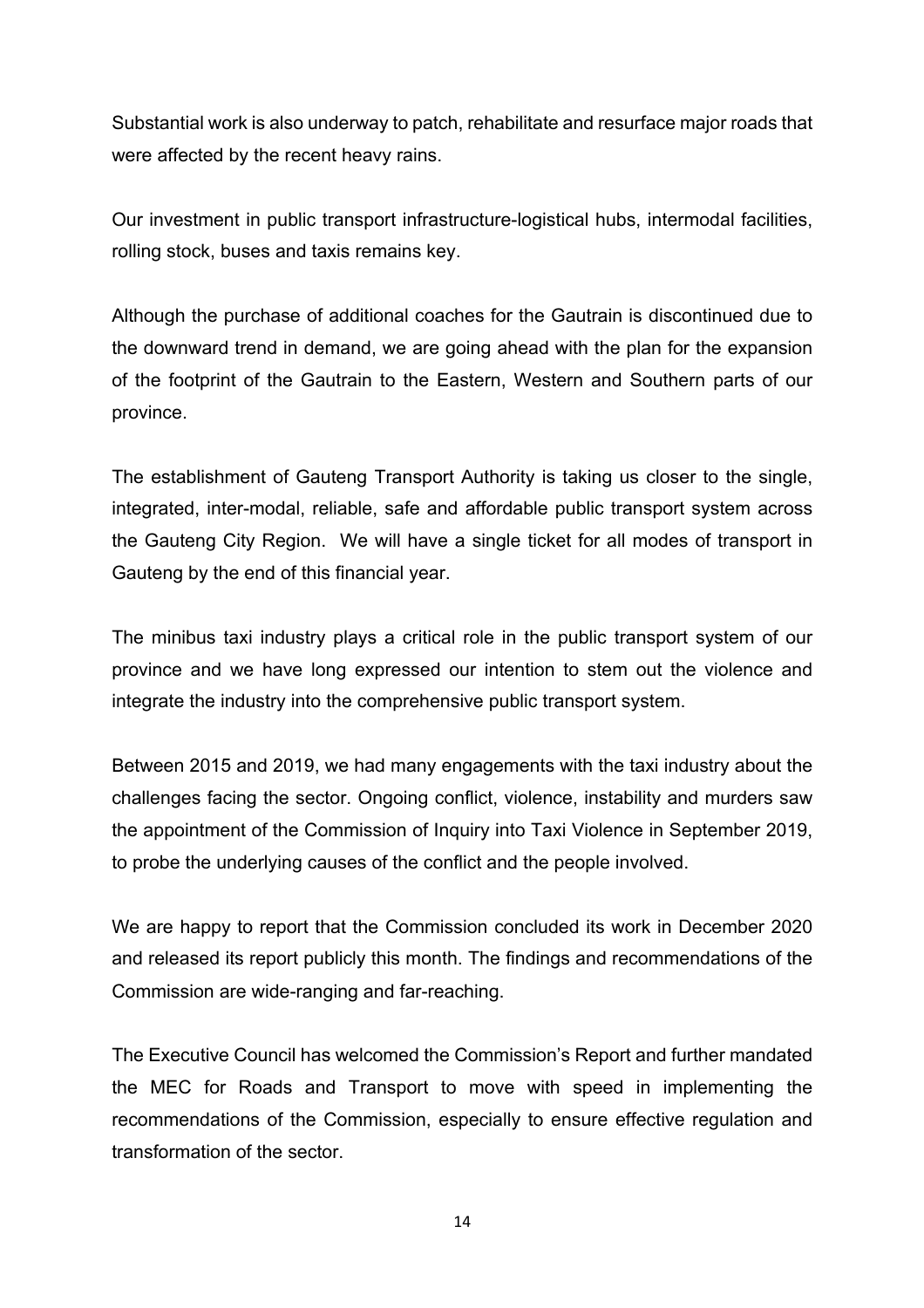Substantial work is also underway to patch, rehabilitate and resurface major roads that were affected by the recent heavy rains.

Our investment in public transport infrastructure-logistical hubs, intermodal facilities, rolling stock, buses and taxis remains key.

Although the purchase of additional coaches for the Gautrain is discontinued due to the downward trend in demand, we are going ahead with the plan for the expansion of the footprint of the Gautrain to the Eastern, Western and Southern parts of our province.

The establishment of Gauteng Transport Authority is taking us closer to the single, integrated, inter-modal, reliable, safe and affordable public transport system across the Gauteng City Region. We will have a single ticket for all modes of transport in Gauteng by the end of this financial year.

The minibus taxi industry plays a critical role in the public transport system of our province and we have long expressed our intention to stem out the violence and integrate the industry into the comprehensive public transport system.

Between 2015 and 2019, we had many engagements with the taxi industry about the challenges facing the sector. Ongoing conflict, violence, instability and murders saw the appointment of the Commission of Inquiry into Taxi Violence in September 2019, to probe the underlying causes of the conflict and the people involved.

We are happy to report that the Commission concluded its work in December 2020 and released its report publicly this month. The findings and recommendations of the Commission are wide-ranging and far-reaching.

The Executive Council has welcomed the Commission's Report and further mandated the MEC for Roads and Transport to move with speed in implementing the recommendations of the Commission, especially to ensure effective regulation and transformation of the sector.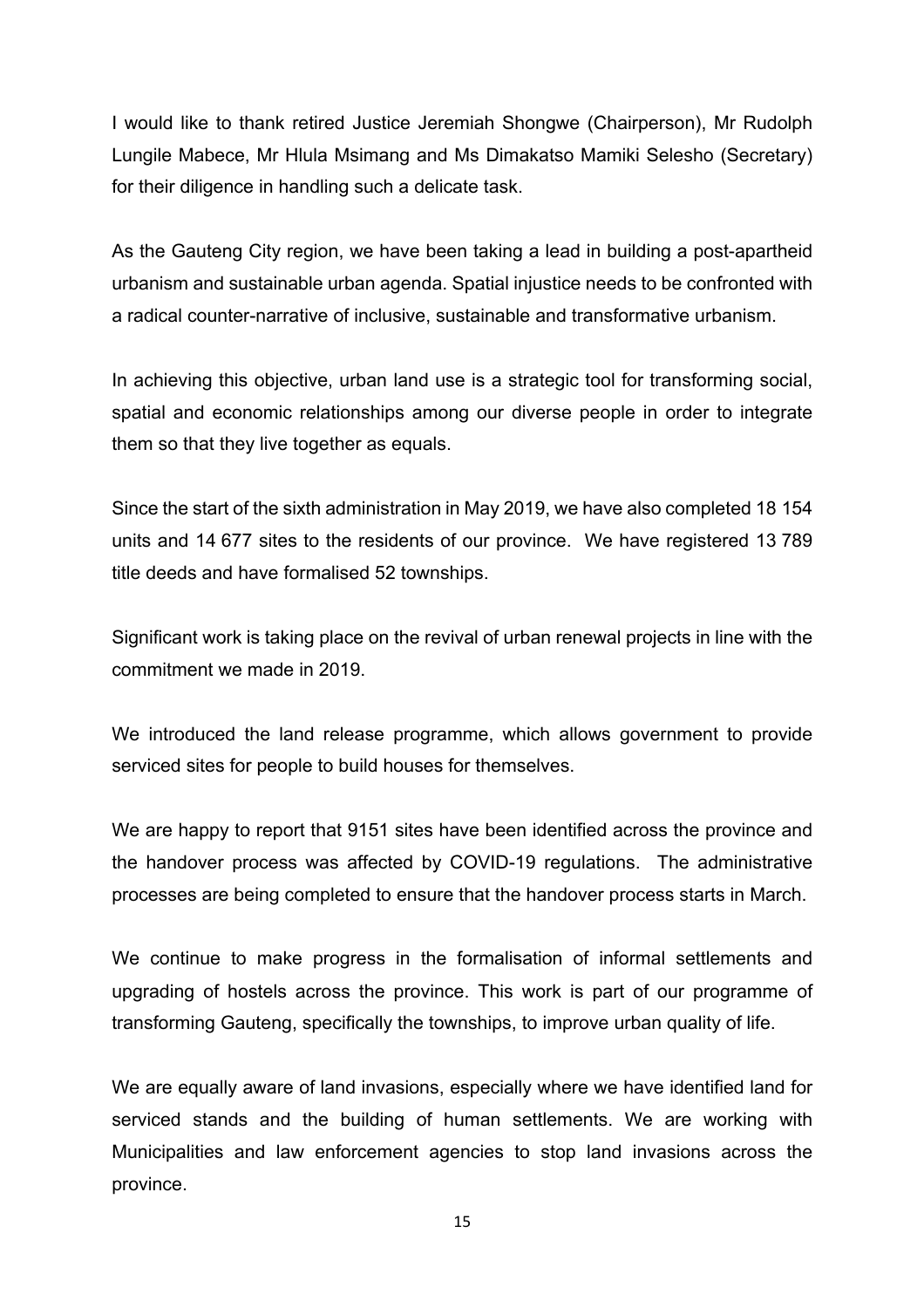I would like to thank retired Justice Jeremiah Shongwe (Chairperson), Mr Rudolph Lungile Mabece, Mr Hlula Msimang and Ms Dimakatso Mamiki Selesho (Secretary) for their diligence in handling such a delicate task.

As the Gauteng City region, we have been taking a lead in building a post-apartheid urbanism and sustainable urban agenda. Spatial injustice needs to be confronted with a radical counter-narrative of inclusive, sustainable and transformative urbanism.

In achieving this objective, urban land use is a strategic tool for transforming social, spatial and economic relationships among our diverse people in order to integrate them so that they live together as equals.

Since the start of the sixth administration in May 2019, we have also completed 18 154 units and 14 677 sites to the residents of our province. We have registered 13 789 title deeds and have formalised 52 townships.

Significant work is taking place on the revival of urban renewal projects in line with the commitment we made in 2019.

We introduced the land release programme, which allows government to provide serviced sites for people to build houses for themselves.

We are happy to report that 9151 sites have been identified across the province and the handover process was affected by COVID-19 regulations. The administrative processes are being completed to ensure that the handover process starts in March.

We continue to make progress in the formalisation of informal settlements and upgrading of hostels across the province. This work is part of our programme of transforming Gauteng, specifically the townships, to improve urban quality of life.

We are equally aware of land invasions, especially where we have identified land for serviced stands and the building of human settlements. We are working with Municipalities and law enforcement agencies to stop land invasions across the province.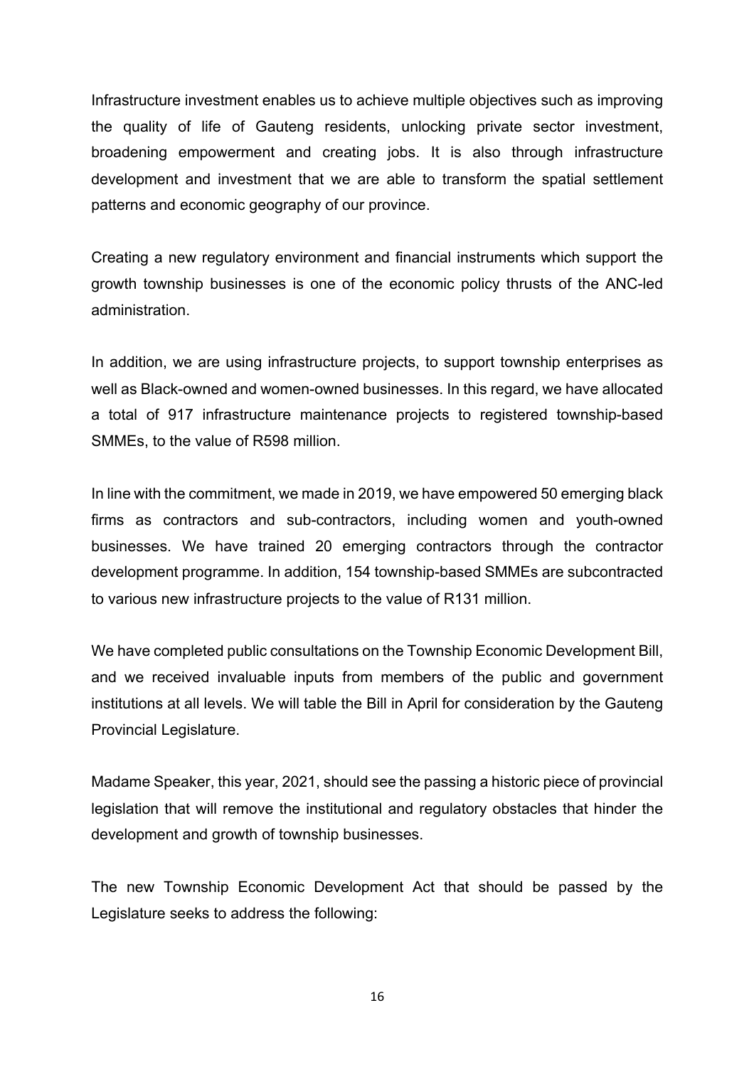Infrastructure investment enables us to achieve multiple objectives such as improving the quality of life of Gauteng residents, unlocking private sector investment, broadening empowerment and creating jobs. It is also through infrastructure development and investment that we are able to transform the spatial settlement patterns and economic geography of our province.

Creating a new regulatory environment and financial instruments which support the growth township businesses is one of the economic policy thrusts of the ANC-led administration.

In addition, we are using infrastructure projects, to support township enterprises as well as Black-owned and women-owned businesses. In this regard, we have allocated a total of 917 infrastructure maintenance projects to registered township-based SMMEs, to the value of R598 million.

In line with the commitment, we made in 2019, we have empowered 50 emerging black firms as contractors and sub-contractors, including women and youth-owned businesses. We have trained 20 emerging contractors through the contractor development programme. In addition, 154 township-based SMMEs are subcontracted to various new infrastructure projects to the value of R131 million.

We have completed public consultations on the Township Economic Development Bill, and we received invaluable inputs from members of the public and government institutions at all levels. We will table the Bill in April for consideration by the Gauteng Provincial Legislature.

Madame Speaker, this year, 2021, should see the passing a historic piece of provincial legislation that will remove the institutional and regulatory obstacles that hinder the development and growth of township businesses.

The new Township Economic Development Act that should be passed by the Legislature seeks to address the following: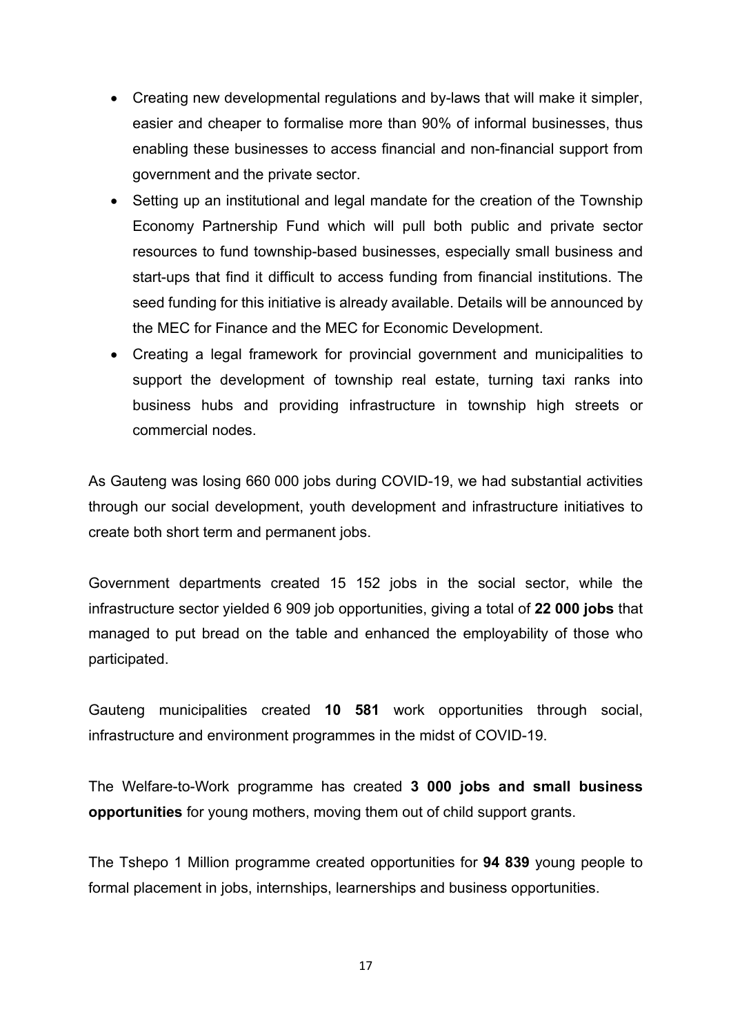- Creating new developmental regulations and by-laws that will make it simpler, easier and cheaper to formalise more than 90% of informal businesses, thus enabling these businesses to access financial and non-financial support from government and the private sector.
- Setting up an institutional and legal mandate for the creation of the Township Economy Partnership Fund which will pull both public and private sector resources to fund township-based businesses, especially small business and start-ups that find it difficult to access funding from financial institutions. The seed funding for this initiative is already available. Details will be announced by the MEC for Finance and the MEC for Economic Development.
- Creating a legal framework for provincial government and municipalities to support the development of township real estate, turning taxi ranks into business hubs and providing infrastructure in township high streets or commercial nodes.

As Gauteng was losing 660 000 jobs during COVID-19, we had substantial activities through our social development, youth development and infrastructure initiatives to create both short term and permanent jobs.

Government departments created 15 152 jobs in the social sector, while the infrastructure sector yielded 6 909 job opportunities, giving a total of **22 000 jobs** that managed to put bread on the table and enhanced the employability of those who participated.

Gauteng municipalities created **10 581** work opportunities through social, infrastructure and environment programmes in the midst of COVID-19.

The Welfare-to-Work programme has created **3 000 jobs and small business opportunities** for young mothers, moving them out of child support grants.

The Tshepo 1 Million programme created opportunities for **94 839** young people to formal placement in jobs, internships, learnerships and business opportunities.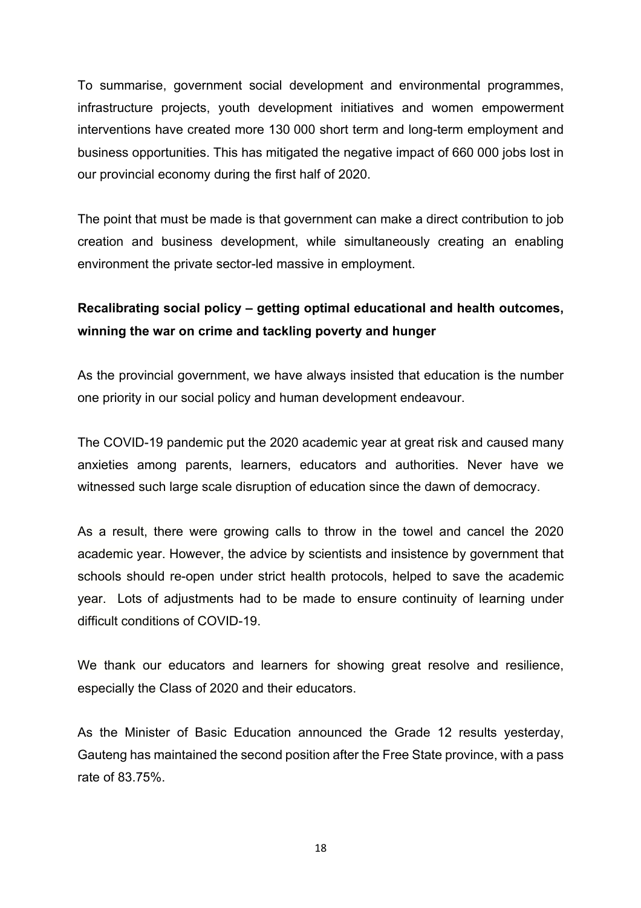To summarise, government social development and environmental programmes, infrastructure projects, youth development initiatives and women empowerment interventions have created more 130 000 short term and long-term employment and business opportunities. This has mitigated the negative impact of 660 000 jobs lost in our provincial economy during the first half of 2020.

The point that must be made is that government can make a direct contribution to job creation and business development, while simultaneously creating an enabling environment the private sector-led massive in employment.

**Recalibrating social policy – getting optimal educational and health outcomes, winning the war on crime and tackling poverty and hunger**

As the provincial government, we have always insisted that education is the number one priority in our social policy and human development endeavour.

The COVID-19 pandemic put the 2020 academic year at great risk and caused many anxieties among parents, learners, educators and authorities. Never have we witnessed such large scale disruption of education since the dawn of democracy.

As a result, there were growing calls to throw in the towel and cancel the 2020 academic year. However, the advice by scientists and insistence by government that schools should re-open under strict health protocols, helped to save the academic year. Lots of adjustments had to be made to ensure continuity of learning under difficult conditions of COVID-19.

We thank our educators and learners for showing great resolve and resilience, especially the Class of 2020 and their educators.

As the Minister of Basic Education announced the Grade 12 results yesterday, Gauteng has maintained the second position after the Free State province, with a pass rate of 83.75%.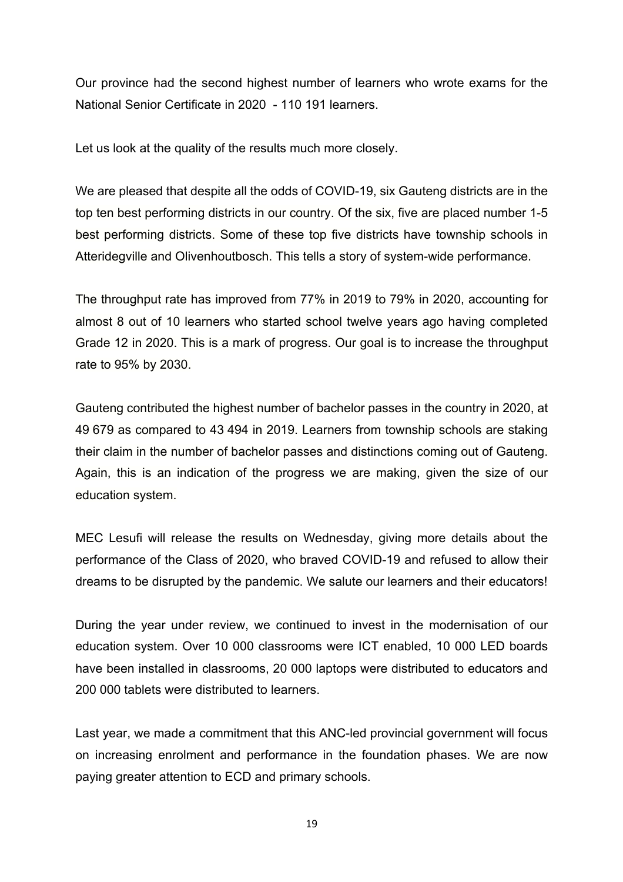Our province had the second highest number of learners who wrote exams for the National Senior Certificate in 2020 - 110 191 learners.

Let us look at the quality of the results much more closely.

We are pleased that despite all the odds of COVID-19, six Gauteng districts are in the top ten best performing districts in our country. Of the six, five are placed number 1-5 best performing districts. Some of these top five districts have township schools in Atteridegville and Olivenhoutbosch. This tells a story of system-wide performance.

The throughput rate has improved from 77% in 2019 to 79% in 2020, accounting for almost 8 out of 10 learners who started school twelve years ago having completed Grade 12 in 2020. This is a mark of progress. Our goal is to increase the throughput rate to 95% by 2030.

Gauteng contributed the highest number of bachelor passes in the country in 2020, at 49 679 as compared to 43 494 in 2019. Learners from township schools are staking their claim in the number of bachelor passes and distinctions coming out of Gauteng. Again, this is an indication of the progress we are making, given the size of our education system.

MEC Lesufi will release the results on Wednesday, giving more details about the performance of the Class of 2020, who braved COVID-19 and refused to allow their dreams to be disrupted by the pandemic. We salute our learners and their educators!

During the year under review, we continued to invest in the modernisation of our education system. Over 10 000 classrooms were ICT enabled, 10 000 LED boards have been installed in classrooms, 20 000 laptops were distributed to educators and 200 000 tablets were distributed to learners.

Last year, we made a commitment that this ANC-led provincial government will focus on increasing enrolment and performance in the foundation phases. We are now paying greater attention to ECD and primary schools.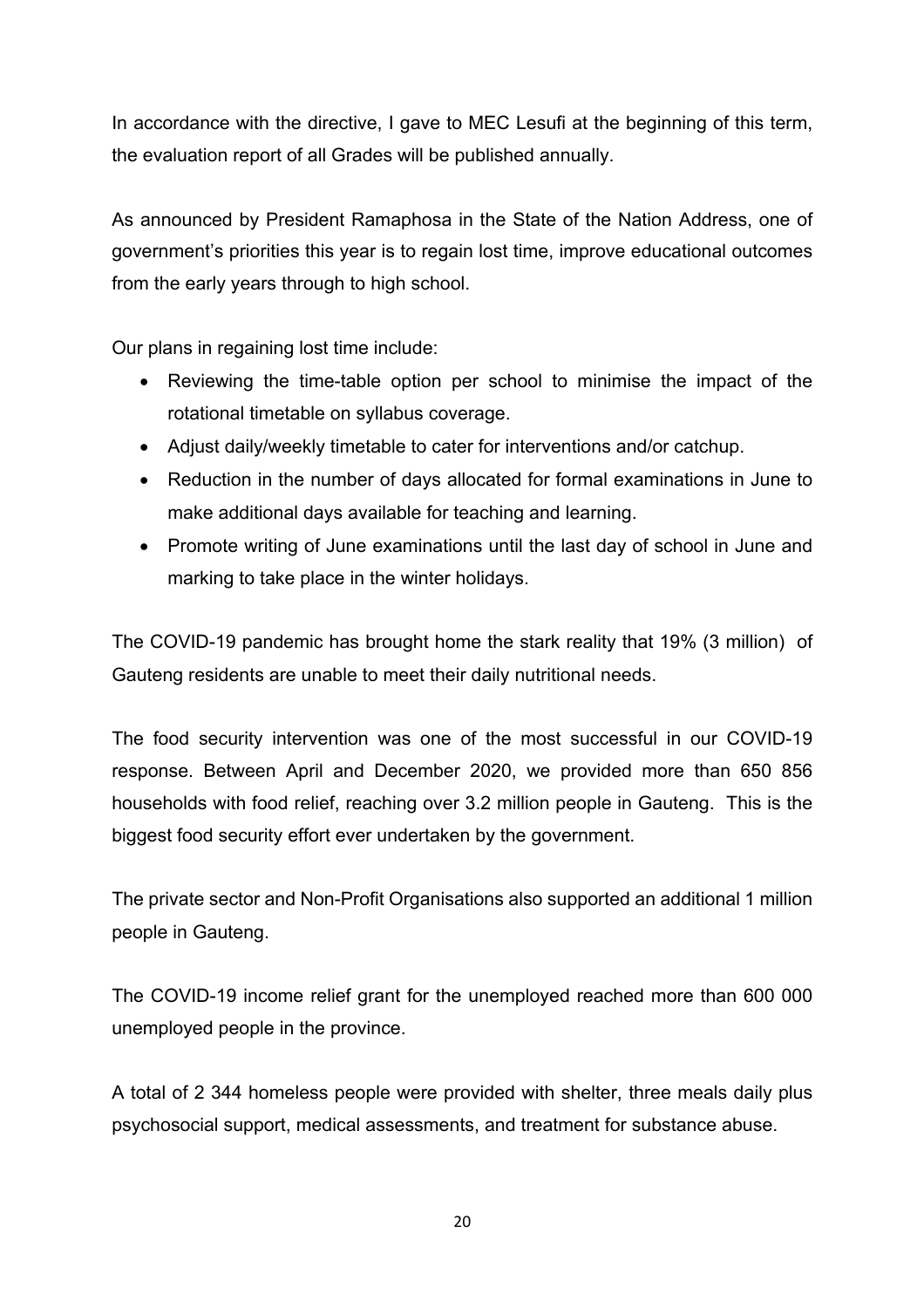In accordance with the directive, I gave to MEC Lesufi at the beginning of this term, the evaluation report of all Grades will be published annually.

As announced by President Ramaphosa in the State of the Nation Address, one of government's priorities this year is to regain lost time, improve educational outcomes from the early years through to high school.

Our plans in regaining lost time include:

- Reviewing the time-table option per school to minimise the impact of the rotational timetable on syllabus coverage.
- Adjust daily/weekly timetable to cater for interventions and/or catchup.
- Reduction in the number of days allocated for formal examinations in June to make additional days available for teaching and learning.
- Promote writing of June examinations until the last day of school in June and marking to take place in the winter holidays.

The COVID-19 pandemic has brought home the stark reality that 19% (3 million) of Gauteng residents are unable to meet their daily nutritional needs.

The food security intervention was one of the most successful in our COVID-19 response. Between April and December 2020, we provided more than 650 856 households with food relief, reaching over 3.2 million people in Gauteng. This is the biggest food security effort ever undertaken by the government.

The private sector and Non-Profit Organisations also supported an additional 1 million people in Gauteng.

The COVID-19 income relief grant for the unemployed reached more than 600 000 unemployed people in the province.

A total of 2 344 homeless people were provided with shelter, three meals daily plus psychosocial support, medical assessments, and treatment for substance abuse.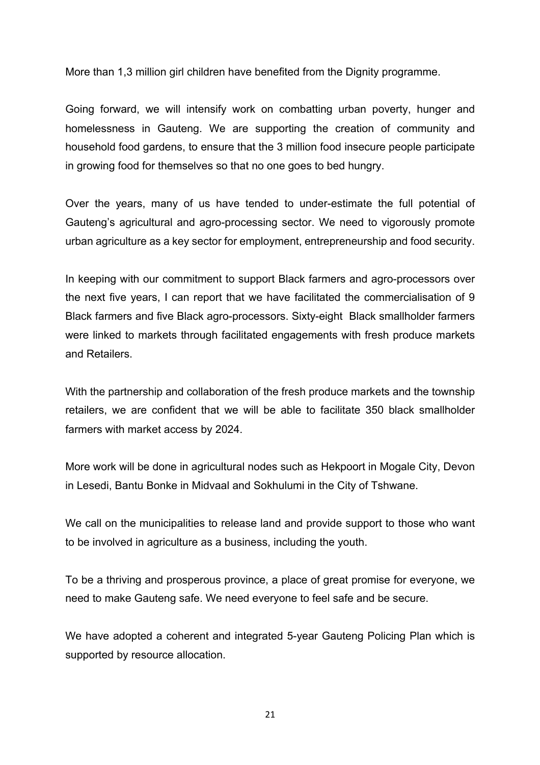More than 1,3 million girl children have benefited from the Dignity programme.

Going forward, we will intensify work on combatting urban poverty, hunger and homelessness in Gauteng. We are supporting the creation of community and household food gardens, to ensure that the 3 million food insecure people participate in growing food for themselves so that no one goes to bed hungry.

Over the years, many of us have tended to under-estimate the full potential of Gauteng's agricultural and agro-processing sector. We need to vigorously promote urban agriculture as a key sector for employment, entrepreneurship and food security.

In keeping with our commitment to support Black farmers and agro-processors over the next five years, I can report that we have facilitated the commercialisation of 9 Black farmers and five Black agro-processors. Sixty-eight Black smallholder farmers were linked to markets through facilitated engagements with fresh produce markets and Retailers.

With the partnership and collaboration of the fresh produce markets and the township retailers, we are confident that we will be able to facilitate 350 black smallholder farmers with market access by 2024.

More work will be done in agricultural nodes such as Hekpoort in Mogale City, Devon in Lesedi, Bantu Bonke in Midvaal and Sokhulumi in the City of Tshwane.

We call on the municipalities to release land and provide support to those who want to be involved in agriculture as a business, including the youth.

To be a thriving and prosperous province, a place of great promise for everyone, we need to make Gauteng safe. We need everyone to feel safe and be secure.

We have adopted a coherent and integrated 5-year Gauteng Policing Plan which is supported by resource allocation.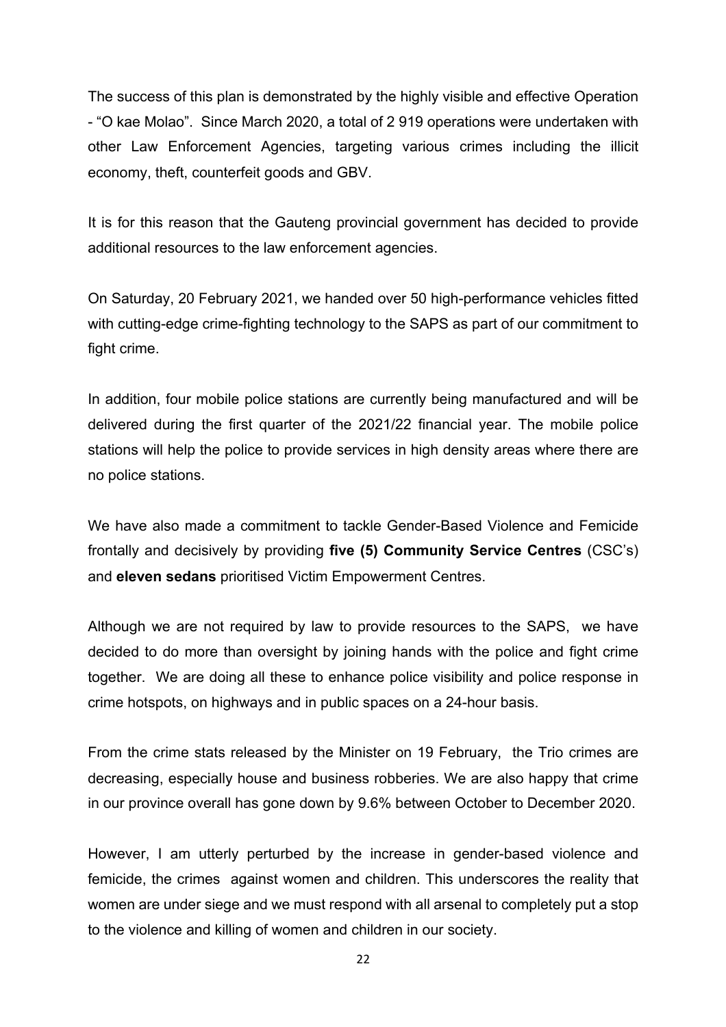The success of this plan is demonstrated by the highly visible and effective Operation - “O kae Molao”. Since March 2020, a total of 2 919 operations were undertaken with other Law Enforcement Agencies, targeting various crimes including the illicit economy, theft, counterfeit goods and GBV.

It is for this reason that the Gauteng provincial government has decided to provide additional resources to the law enforcement agencies.

On Saturday, 20 February 2021, we handed over 50 high-performance vehicles fitted with cutting-edge crime-fighting technology to the SAPS as part of our commitment to fight crime.

In addition, four mobile police stations are currently being manufactured and will be delivered during the first quarter of the 2021/22 financial year. The mobile police stations will help the police to provide services in high density areas where there are no police stations.

We have also made a commitment to tackle Gender-Based Violence and Femicide frontally and decisively by providing **five (5) Community Service Centres** (CSC’s) and **eleven sedans** prioritised Victim Empowerment Centres.

Although we are not required by law to provide resources to the SAPS, we have decided to do more than oversight by joining hands with the police and fight crime together. We are doing all these to enhance police visibility and police response in crime hotspots, on highways and in public spaces on a 24-hour basis.

From the crime stats released by the Minister on 19 February, the Trio crimes are decreasing, especially house and business robberies. We are also happy that crime in our province overall has gone down by 9.6% between October to December 2020.

However, I am utterly perturbed by the increase in gender-based violence and femicide, the crimes against women and children. This underscores the reality that women are under siege and we must respond with all arsenal to completely put a stop to the violence and killing of women and children in our society.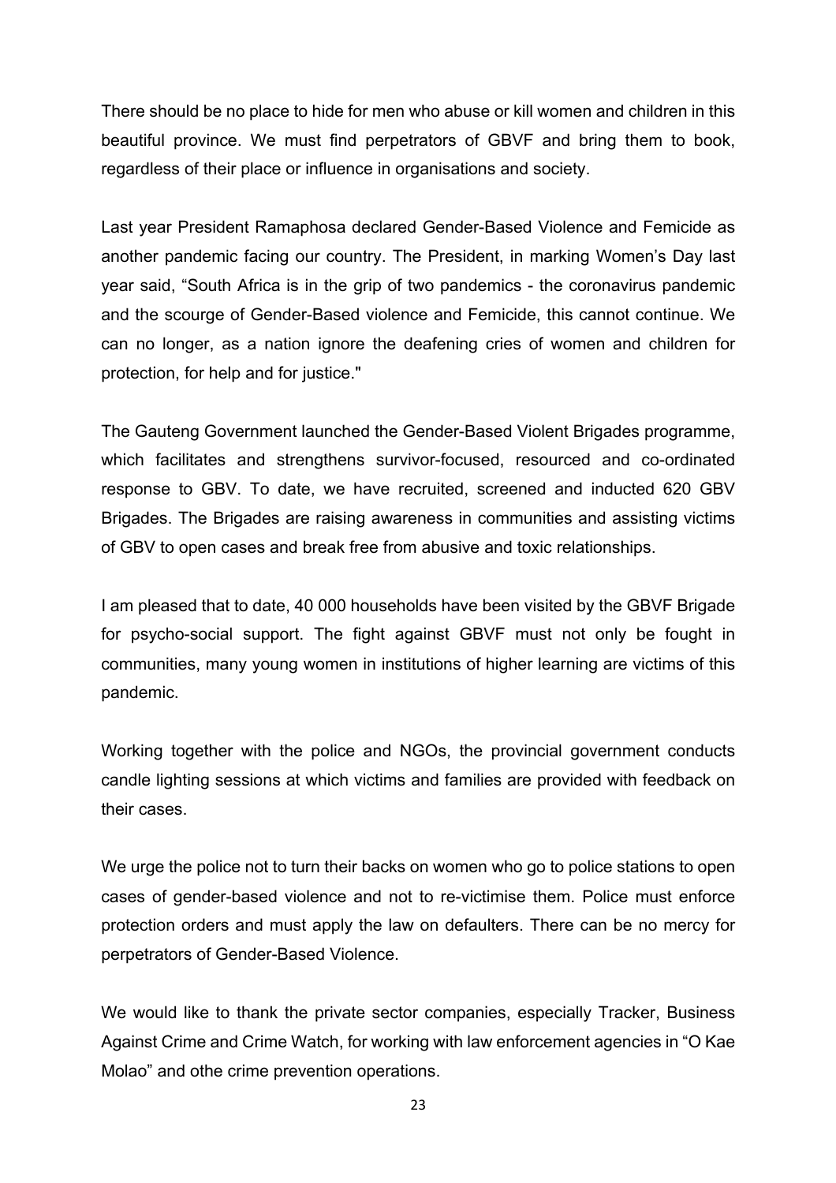There should be no place to hide for men who abuse or kill women and children in this beautiful province. We must find perpetrators of GBVF and bring them to book, regardless of their place or influence in organisations and society.

Last year President Ramaphosa declared Gender-Based Violence and Femicide as another pandemic facing our country. The President, in marking Women's Day last year said, "South Africa is in the grip of two pandemics - the coronavirus pandemic and the scourge of Gender-Based violence and Femicide, this cannot continue. We can no longer, as a nation ignore the deafening cries of women and children for protection, for help and for justice."

The Gauteng Government launched the Gender-Based Violent Brigades programme, which facilitates and strengthens survivor-focused, resourced and co-ordinated response to GBV. To date, we have recruited, screened and inducted 620 GBV Brigades. The Brigades are raising awareness in communities and assisting victims of GBV to open cases and break free from abusive and toxic relationships.

I am pleased that to date, 40 000 households have been visited by the GBVF Brigade for psycho-social support. The fight against GBVF must not only be fought in communities, many young women in institutions of higher learning are victims of this pandemic.

Working together with the police and NGOs, the provincial government conducts candle lighting sessions at which victims and families are provided with feedback on their cases.

We urge the police not to turn their backs on women who go to police stations to open cases of gender-based violence and not to re-victimise them. Police must enforce protection orders and must apply the law on defaulters. There can be no mercy for perpetrators of Gender-Based Violence.

We would like to thank the private sector companies, especially Tracker, Business Against Crime and Crime Watch, for working with law enforcement agencies in "O Kae Molao" and othe crime prevention operations.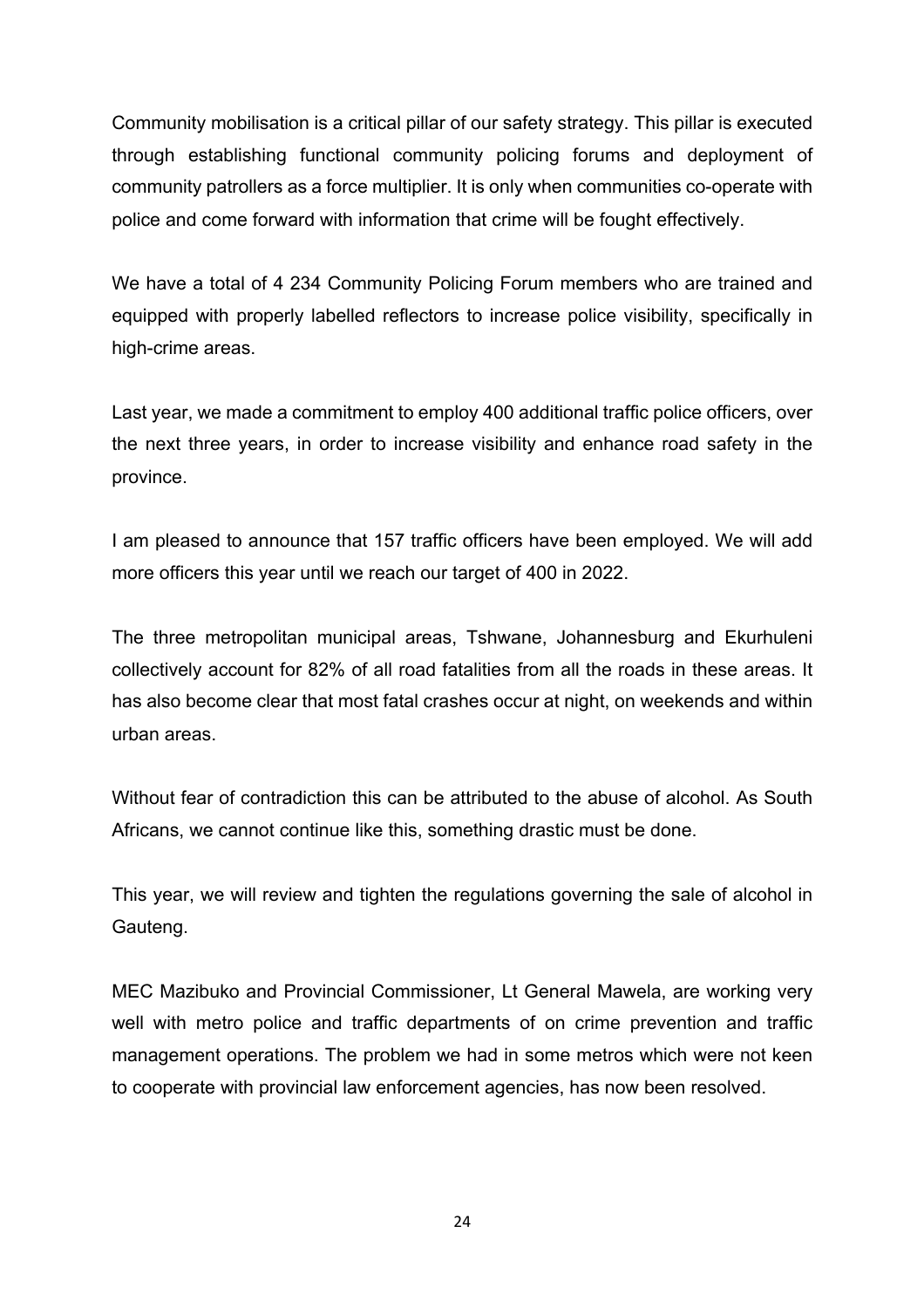Community mobilisation is a critical pillar of our safety strategy. This pillar is executed through establishing functional community policing forums and deployment of community patrollers as a force multiplier. It is only when communities co-operate with police and come forward with information that crime will be fought effectively.

We have a total of 4 234 Community Policing Forum members who are trained and equipped with properly labelled reflectors to increase police visibility, specifically in high-crime areas.

Last year, we made a commitment to employ 400 additional traffic police officers, over the next three years, in order to increase visibility and enhance road safety in the province.

I am pleased to announce that 157 traffic officers have been employed. We will add more officers this year until we reach our target of 400 in 2022.

The three metropolitan municipal areas, Tshwane, Johannesburg and Ekurhuleni collectively account for 82% of all road fatalities from all the roads in these areas. It has also become clear that most fatal crashes occur at night, on weekends and within urban areas.

Without fear of contradiction this can be attributed to the abuse of alcohol. As South Africans, we cannot continue like this, something drastic must be done.

This year, we will review and tighten the regulations governing the sale of alcohol in Gauteng.

MEC Mazibuko and Provincial Commissioner, Lt General Mawela, are working very well with metro police and traffic departments of on crime prevention and traffic management operations. The problem we had in some metros which were not keen to cooperate with provincial law enforcement agencies, has now been resolved.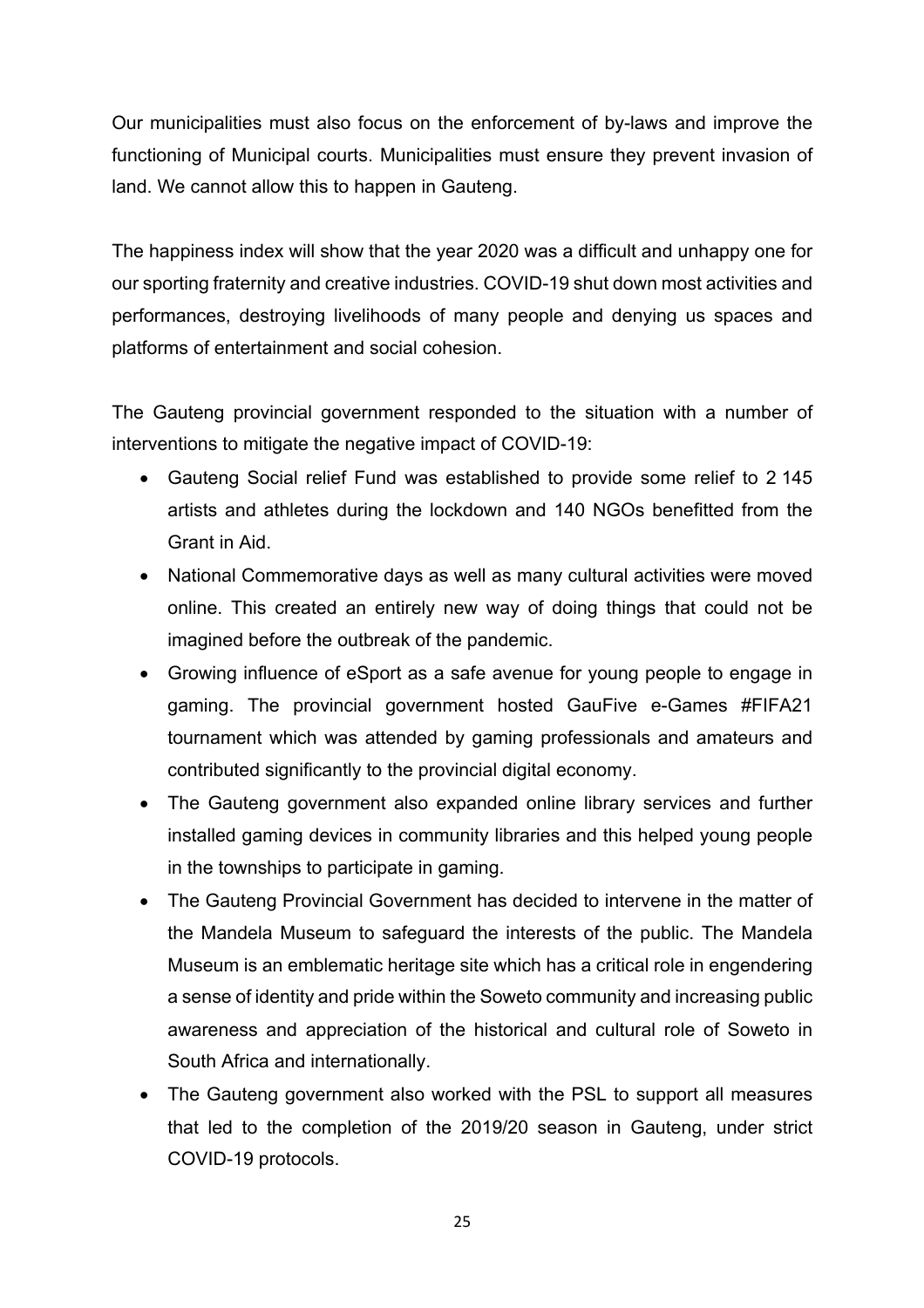Our municipalities must also focus on the enforcement of by-laws and improve the functioning of Municipal courts. Municipalities must ensure they prevent invasion of land. We cannot allow this to happen in Gauteng.

The happiness index will show that the year 2020 was a difficult and unhappy one for our sporting fraternity and creative industries. COVID-19 shut down most activities and performances, destroying livelihoods of many people and denying us spaces and platforms of entertainment and social cohesion.

The Gauteng provincial government responded to the situation with a number of interventions to mitigate the negative impact of COVID-19:

- Gauteng Social relief Fund was established to provide some relief to 2 145 artists and athletes during the lockdown and 140 NGOs benefitted from the Grant in Aid.
- National Commemorative days as well as many cultural activities were moved online. This created an entirely new way of doing things that could not be imagined before the outbreak of the pandemic.
- Growing influence of eSport as a safe avenue for young people to engage in gaming. The provincial government hosted GauFive e-Games #FIFA21 tournament which was attended by gaming professionals and amateurs and contributed significantly to the provincial digital economy.
- The Gauteng government also expanded online library services and further installed gaming devices in community libraries and this helped young people in the townships to participate in gaming.
- The Gauteng Provincial Government has decided to intervene in the matter of the Mandela Museum to safeguard the interests of the public. The Mandela Museum is an emblematic heritage site which has a critical role in engendering a sense of identity and pride within the Soweto community and increasing public awareness and appreciation of the historical and cultural role of Soweto in South Africa and internationally.
- The Gauteng government also worked with the PSL to support all measures that led to the completion of the 2019/20 season in Gauteng, under strict COVID-19 protocols.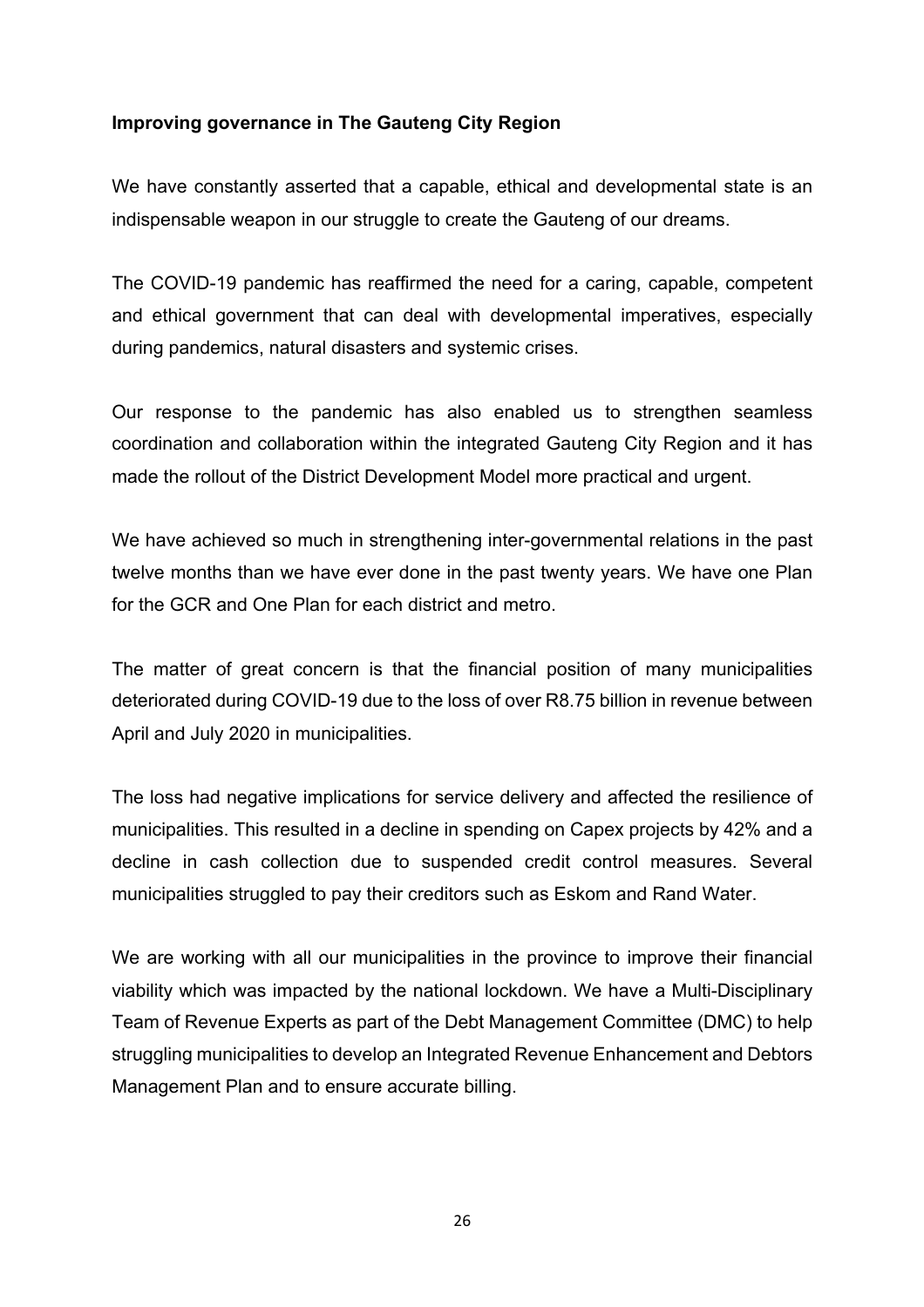**Improving governance in The Gauteng City Region**

We have constantly asserted that a capable, ethical and developmental state is an indispensable weapon in our struggle to create the Gauteng of our dreams.

The COVID-19 pandemic has reaffirmed the need for a caring, capable, competent and ethical government that can deal with developmental imperatives, especially during pandemics, natural disasters and systemic crises.

Our response to the pandemic has also enabled us to strengthen seamless coordination and collaboration within the integrated Gauteng City Region and it has made the rollout of the District Development Model more practical and urgent.

We have achieved so much in strengthening inter-governmental relations in the past twelve months than we have ever done in the past twenty years. We have one Plan for the GCR and One Plan for each district and metro.

The matter of great concern is that the financial position of many municipalities deteriorated during COVID-19 due to the loss of over R8.75 billion in revenue between April and July 2020 in municipalities.

The loss had negative implications for service delivery and affected the resilience of municipalities. This resulted in a decline in spending on Capex projects by 42% and a decline in cash collection due to suspended credit control measures. Several municipalities struggled to pay their creditors such as Eskom and Rand Water.

We are working with all our municipalities in the province to improve their financial viability which was impacted by the national lockdown. We have a Multi-Disciplinary Team of Revenue Experts as part of the Debt Management Committee (DMC) to help struggling municipalities to develop an Integrated Revenue Enhancement and Debtors Management Plan and to ensure accurate billing.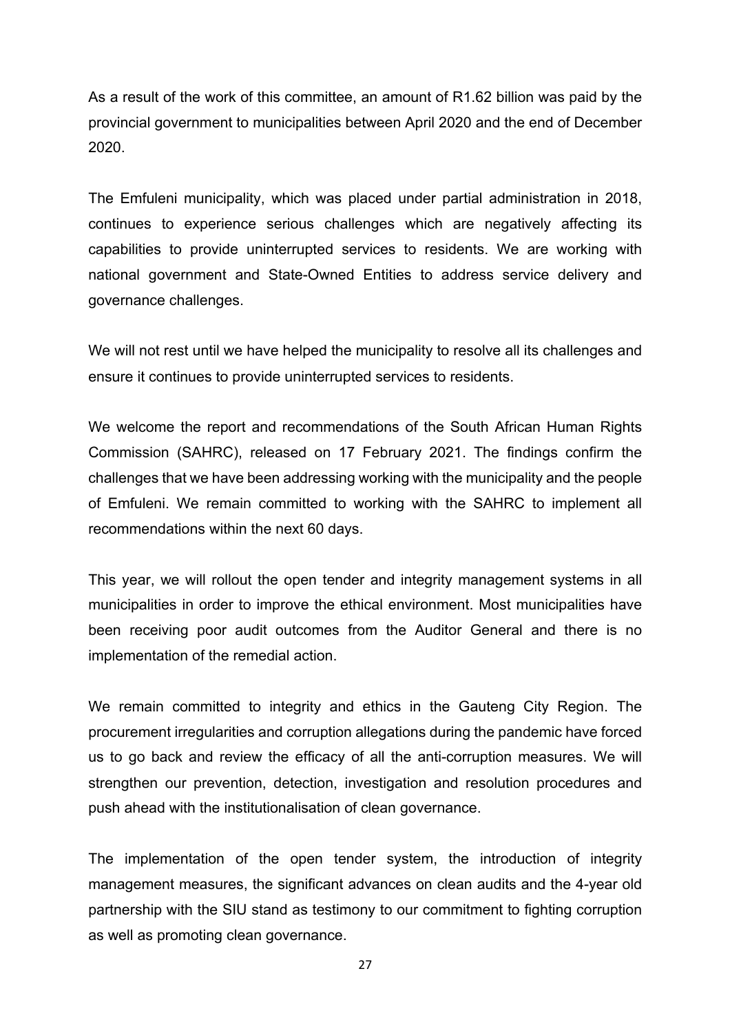As a result of the work of this committee, an amount of R1.62 billion was paid by the provincial government to municipalities between April 2020 and the end of December 2020.

The Emfuleni municipality, which was placed under partial administration in 2018, continues to experience serious challenges which are negatively affecting its capabilities to provide uninterrupted services to residents. We are working with national government and State-Owned Entities to address service delivery and governance challenges.

We will not rest until we have helped the municipality to resolve all its challenges and ensure it continues to provide uninterrupted services to residents.

We welcome the report and recommendations of the South African Human Rights Commission (SAHRC), released on 17 February 2021. The findings confirm the challenges that we have been addressing working with the municipality and the people of Emfuleni. We remain committed to working with the SAHRC to implement all recommendations within the next 60 days.

This year, we will rollout the open tender and integrity management systems in all municipalities in order to improve the ethical environment. Most municipalities have been receiving poor audit outcomes from the Auditor General and there is no implementation of the remedial action.

We remain committed to integrity and ethics in the Gauteng City Region. The procurement irregularities and corruption allegations during the pandemic have forced us to go back and review the efficacy of all the anti-corruption measures. We will strengthen our prevention, detection, investigation and resolution procedures and push ahead with the institutionalisation of clean governance.

The implementation of the open tender system, the introduction of integrity management measures, the significant advances on clean audits and the 4-year old partnership with the SIU stand as testimony to our commitment to fighting corruption as well as promoting clean governance.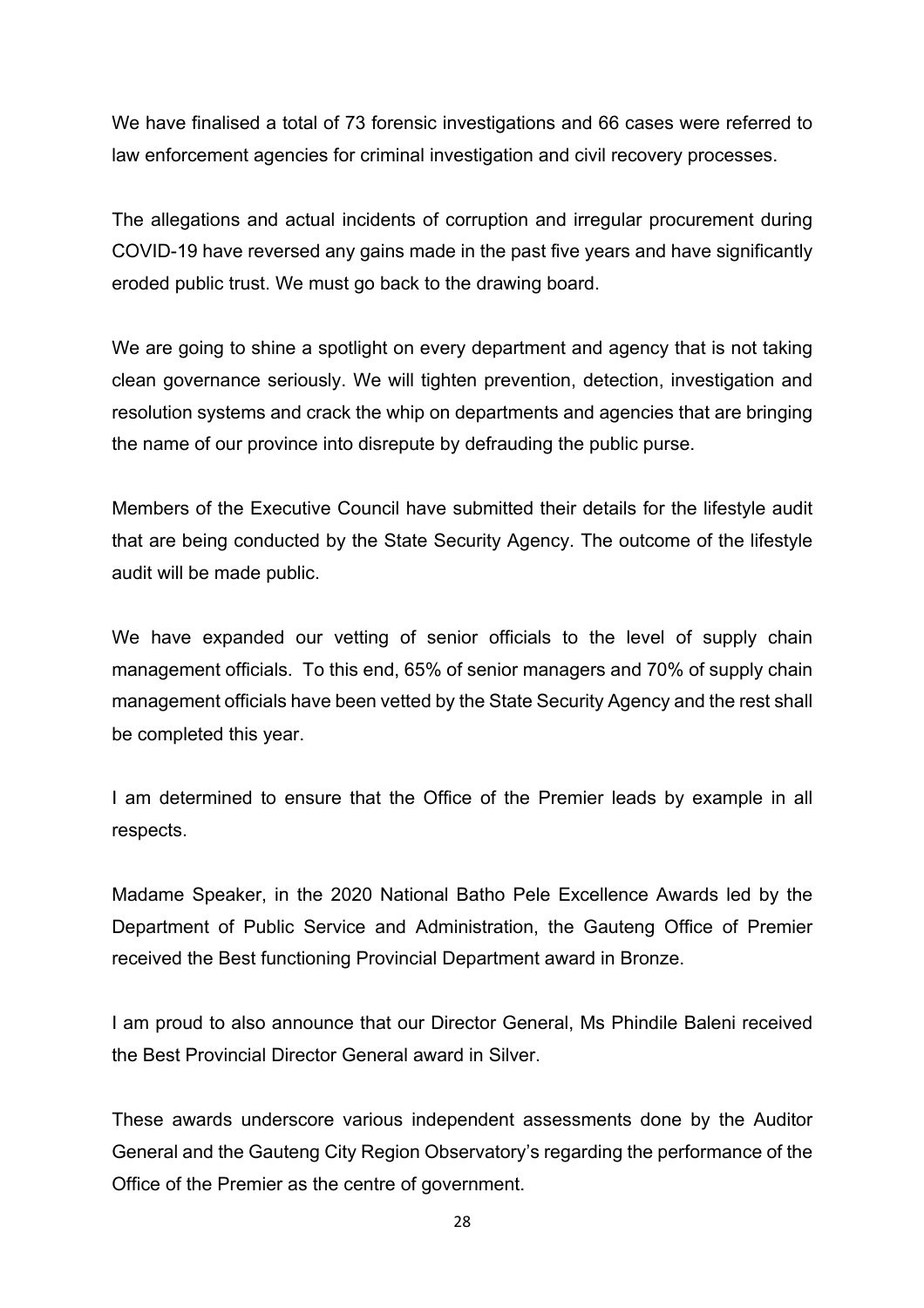We have finalised a total of 73 forensic investigations and 66 cases were referred to law enforcement agencies for criminal investigation and civil recovery processes.

The allegations and actual incidents of corruption and irregular procurement during COVID-19 have reversed any gains made in the past five years and have significantly eroded public trust. We must go back to the drawing board.

We are going to shine a spotlight on every department and agency that is not taking clean governance seriously. We will tighten prevention, detection, investigation and resolution systems and crack the whip on departments and agencies that are bringing the name of our province into disrepute by defrauding the public purse.

Members of the Executive Council have submitted their details for the lifestyle audit that are being conducted by the State Security Agency. The outcome of the lifestyle audit will be made public.

We have expanded our vetting of senior officials to the level of supply chain management officials. To this end, 65% of senior managers and 70% of supply chain management officials have been vetted by the State Security Agency and the rest shall be completed this year.

I am determined to ensure that the Office of the Premier leads by example in all respects.

Madame Speaker, in the 2020 National Batho Pele Excellence Awards led by the Department of Public Service and Administration, the Gauteng Office of Premier received the Best functioning Provincial Department award in Bronze.

I am proud to also announce that our Director General, Ms Phindile Baleni received the Best Provincial Director General award in Silver.

These awards underscore various independent assessments done by the Auditor General and the Gauteng City Region Observatory's regarding the performance of the Office of the Premier as the centre of government.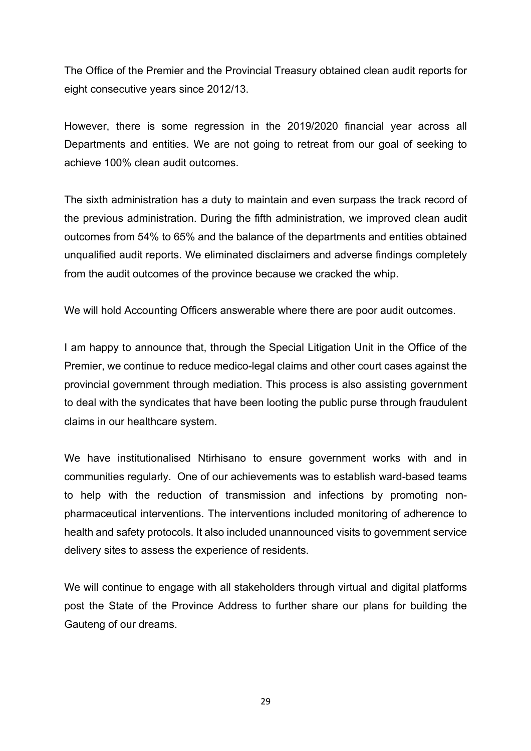The Office of the Premier and the Provincial Treasury obtained clean audit reports for eight consecutive years since 2012/13.

However, there is some regression in the 2019/2020 financial year across all Departments and entities. We are not going to retreat from our goal of seeking to achieve 100% clean audit outcomes.

The sixth administration has a duty to maintain and even surpass the track record of the previous administration. During the fifth administration, we improved clean audit outcomes from 54% to 65% and the balance of the departments and entities obtained unqualified audit reports. We eliminated disclaimers and adverse findings completely from the audit outcomes of the province because we cracked the whip.

We will hold Accounting Officers answerable where there are poor audit outcomes.

I am happy to announce that, through the Special Litigation Unit in the Office of the Premier, we continue to reduce medico-legal claims and other court cases against the provincial government through mediation. This process is also assisting government to deal with the syndicates that have been looting the public purse through fraudulent claims in our healthcare system.

We have institutionalised Ntirhisano to ensure government works with and in communities regularly. One of our achievements was to establish ward-based teams to help with the reduction of transmission and infections by promoting non-pharmaceutical interventions. The interventions included monitoring of adherence to health and safety protocols. It also included unannounced visits to government service delivery sites to assess the experience of residents.

We will continue to engage with all stakeholders through virtual and digital platforms post the State of the Province Address to further share our plans for building the Gauteng of our dreams.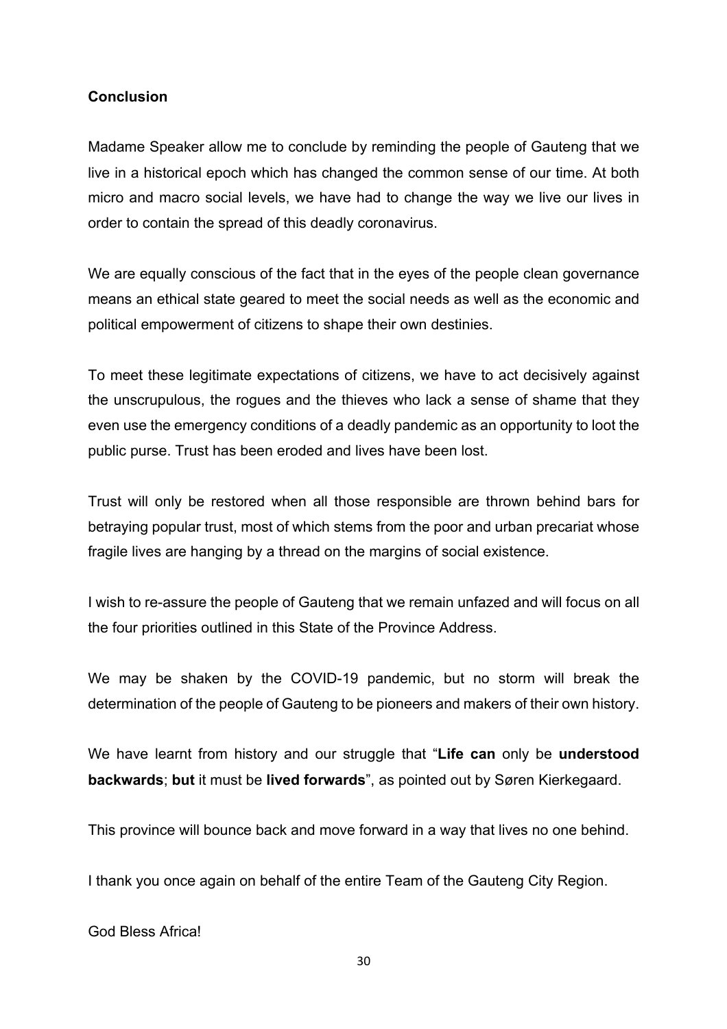## Conclusion

Madame Speaker allow me to conclude by reminding the people of Gauteng that we live in a historical epoch which has changed the common sense of our time. At both micro and macro social levels, we have had to change the way we live our lives in order to contain the spread of this deadly coronavirus.

We are equally conscious of the fact that in the eyes of the people clean governance means an ethical state geared to meet the social needs as well as the economic and political empowerment of citizens to shape their own destinies.

To meet these legitimate expectations of citizens, we have to act decisively against the unscrupulous, the rogues and the thieves who lack a sense of shame that they even use the emergency conditions of a deadly pandemic as an opportunity to loot the public purse. Trust has been eroded and lives have been lost.

Trust will only be restored when all those responsible are thrown behind bars for betraying popular trust, most of which stems from the poor and urban precariat whose fragile lives are hanging by a thread on the margins of social existence.

I wish to re-assure the people of Gauteng that we remain unfazed and will focus on all the four priorities outlined in this State of the Province Address.

We may be shaken by the COVID-19 pandemic, but no storm will break the determination of the people of Gauteng to be pioneers and makers of their own history.

We have learnt from history and our struggle that "**Life can** only be **understood backwards**; **but** it must be **lived forwards**", as pointed out by Søren Kierkegaard.

This province will bounce back and move forward in a way that lives no one behind.

I thank you once again on behalf of the entire Team of the Gauteng City Region.

God Bless Africa!